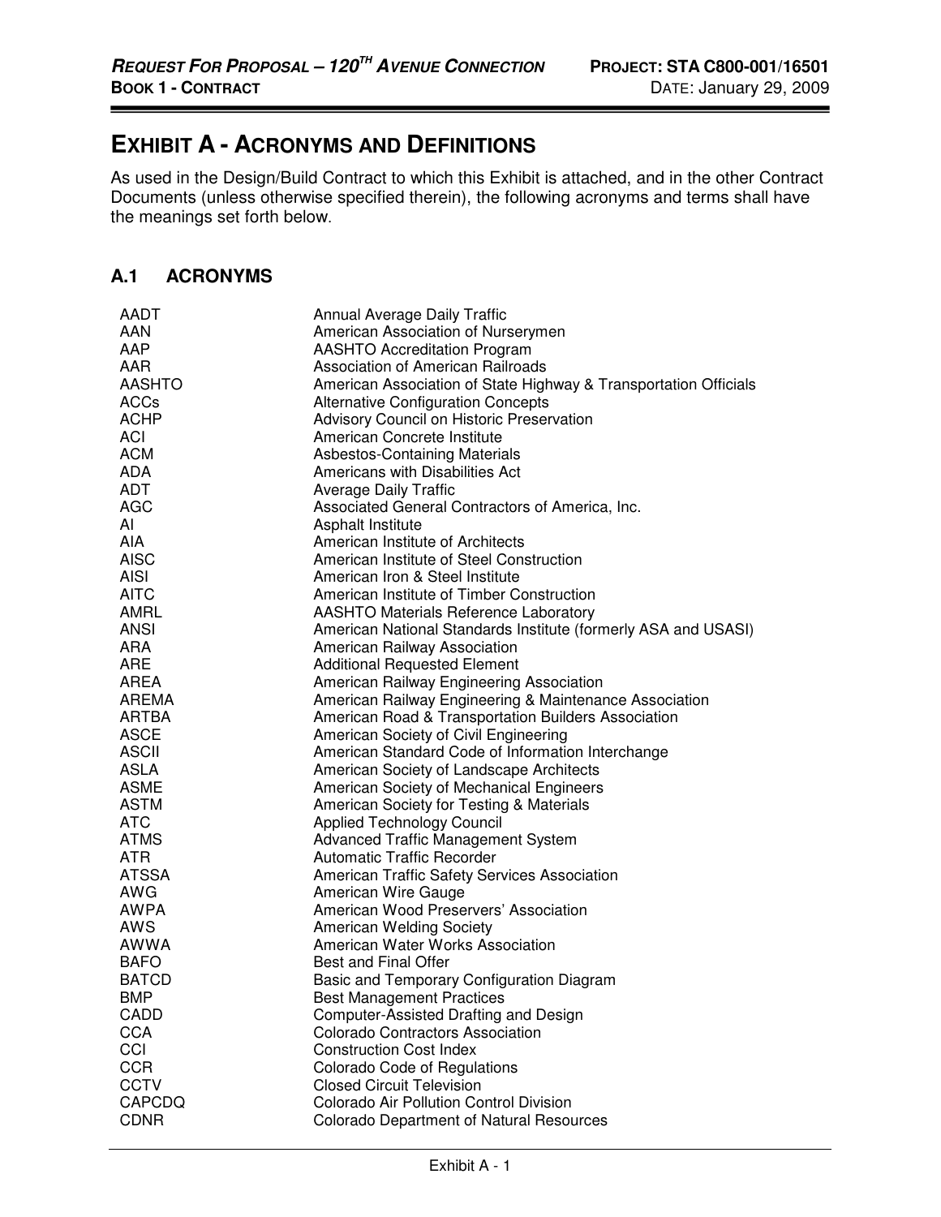# EXHIBIT A - ACRONYMS AND DEFINITIONS

As used in the Design/Build Contract to which this Exhibit is attached, and in the other Contract Documents (unless otherwise specified therein), the following acronyms and terms shall have the meanings set forth below.

## A.1 ACRONYMS

| | |
|---|---|
| AADT | Annual Average Daily Traffic |
| AAN | American Association of Nurserymen |
| AAP | AASHTO Accreditation Program |
| AAR | Association of American Railroads |
| AASHTO | American Association of State Highway & Transportation Officials |
| ACCs | Alternative Configuration Concepts |
| ACHP | Advisory Council on Historic Preservation |
| ACI | American Concrete Institute |
| ACM | Asbestos-Containing Materials |
| ADA | Americans with Disabilities Act |
| ADT | Average Daily Traffic |
| AGC | Associated General Contractors of America, Inc. |
| AI | Asphalt Institute |
| AIA | American Institute of Architects |
| AISC | American Institute of Steel Construction |
| AISI | American Iron & Steel Institute |
| AITC | American Institute of Timber Construction |
| AMRL | AASHTO Materials Reference Laboratory |
| ANSI | American National Standards Institute (formerly ASA and USASI) |
| ARA | American Railway Association |
| ARE | Additional Requested Element |
| AREA | American Railway Engineering Association |
| AREMA | American Railway Engineering & Maintenance Association |
| ARTBA | American Road & Transportation Builders Association |
| ASCE | American Society of Civil Engineering |
| ASCII | American Standard Code of Information Interchange |
| ASLA | American Society of Landscape Architects |
| ASME | American Society of Mechanical Engineers |
| ASTM | American Society for Testing & Materials |
| ATC | Applied Technology Council |
| ATMS | Advanced Traffic Management System |
| ATR | Automatic Traffic Recorder |
| ATSSA | American Traffic Safety Services Association |
| AWG | American Wire Gauge |
| AWPA | American Wood Preservers' Association |
| AWS | American Welding Society |
| AWWA | American Water Works Association |
| BAFO | Best and Final Offer |
| BATCD | Basic and Temporary Configuration Diagram |
| BMP | Best Management Practices |
| CADD | Computer-Assisted Drafting and Design |
| CCA | Colorado Contractors Association |
| CCI | Construction Cost Index |
| CCR | Colorado Code of Regulations |
| CCTV | Closed Circuit Television |
| CAPCDQ | Colorado Air Pollution Control Division |
| CDNR | Colorado Department of Natural Resources |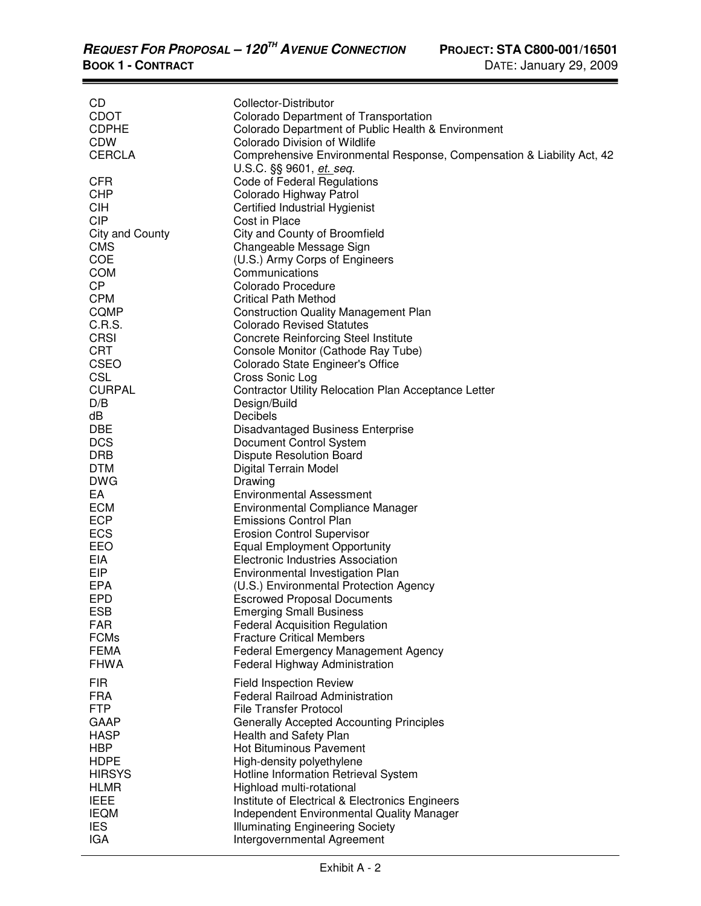| | |
|---|---|
| CD | Collector-Distributor |
| CDOT | Colorado Department of Transportation |
| CDPHE | Colorado Department of Public Health & Environment |
| CDW | Colorado Division of Wildlife |
| CERCLA | Comprehensive Environmental Response, Compensation & Liability Act, 42 U.S.C. §§ 9601, *et. seq.* |
| CFR | Code of Federal Regulations |
| CHP | Colorado Highway Patrol |
| CIH | Certified Industrial Hygienist |
| CIP | Cost in Place |
| City and County | City and County of Broomfield |
| CMS | Changeable Message Sign |
| COE | (U.S.) Army Corps of Engineers |
| COM | Communications |
| CP | Colorado Procedure |
| CPM | Critical Path Method |
| CQMP | Construction Quality Management Plan |
| C.R.S. | Colorado Revised Statutes |
| CRSI | Concrete Reinforcing Steel Institute |
| CRT | Console Monitor (Cathode Ray Tube) |
| CSEO | Colorado State Engineer's Office |
| CSL | Cross Sonic Log |
| CURPAL | Contractor Utility Relocation Plan Acceptance Letter |
| D/B | Design/Build |
| dB | Decibels |
| DBE | Disadvantaged Business Enterprise |
| DCS | Document Control System |
| DRB | Dispute Resolution Board |
| DTM | Digital Terrain Model |
| DWG | Drawing |
| EA | Environmental Assessment |
| ECM | Environmental Compliance Manager |
| ECP | Emissions Control Plan |
| ECS | Erosion Control Supervisor |
| EEO | Equal Employment Opportunity |
| EIA | Electronic Industries Association |
| EIP | Environmental Investigation Plan |
| EPA | (U.S.) Environmental Protection Agency |
| EPD | Escrowed Proposal Documents |
| ESB | Emerging Small Business |
| FAR | Federal Acquisition Regulation |
| FCMs | Fracture Critical Members |
| FEMA | Federal Emergency Management Agency |
| FHWA | Federal Highway Administration |
| FIR | Field Inspection Review |
| FRA | Federal Railroad Administration |
| FTP | File Transfer Protocol |
| GAAP | Generally Accepted Accounting Principles |
| HASP | Health and Safety Plan |
| HBP | Hot Bituminous Pavement |
| HDPE | High-density polyethylene |
| HIRSYS | Hotline Information Retrieval System |
| HLMR | Highload multi-rotational |
| IEEE | Institute of Electrical & Electronics Engineers |
| IEQM | Independent Environmental Quality Manager |
| IES | Illuminating Engineering Society |
| IGA | Intergovernmental Agreement |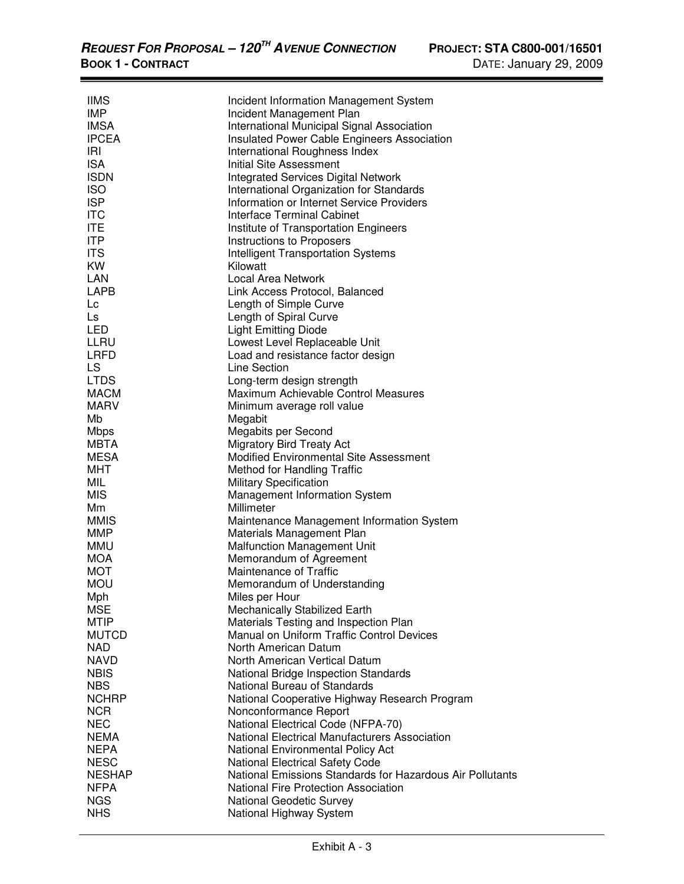| | |
|---|---|
| IIMS | Incident Information Management System |
| IMP | Incident Management Plan |
| IMSA | International Municipal Signal Association |
| IPCEA | Insulated Power Cable Engineers Association |
| IRI | International Roughness Index |
| ISA | Initial Site Assessment |
| ISDN | Integrated Services Digital Network |
| ISO | International Organization for Standards |
| ISP | Information or Internet Service Providers |
| ITC | Interface Terminal Cabinet |
| ITE | Institute of Transportation Engineers |
| ITP | Instructions to Proposers |
| ITS | Intelligent Transportation Systems |
| KW | Kilowatt |
| LAN | Local Area Network |
| LAPB | Link Access Protocol, Balanced |
| Lc | Length of Simple Curve |
| Ls | Length of Spiral Curve |
| LED | Light Emitting Diode |
| LLRU | Lowest Level Replaceable Unit |
| LRFD | Load and resistance factor design |
| LS | Line Section |
| LTDS | Long-term design strength |
| MACM | Maximum Achievable Control Measures |
| MARV | Minimum average roll value |
| Mb | Megabit |
| Mbps | Megabits per Second |
| MBTA | Migratory Bird Treaty Act |
| MESA | Modified Environmental Site Assessment |
| MHT | Method for Handling Traffic |
| MIL | Military Specification |
| MIS | Management Information System |
| Mm | Millimeter |
| MMIS | Maintenance Management Information System |
| MMP | Materials Management Plan |
| MMU | Malfunction Management Unit |
| MOA | Memorandum of Agreement |
| MOT | Maintenance of Traffic |
| MOU | Memorandum of Understanding |
| Mph | Miles per Hour |
| MSE | Mechanically Stabilized Earth |
| MTIP | Materials Testing and Inspection Plan |
| MUTCD | Manual on Uniform Traffic Control Devices |
| NAD | North American Datum |
| NAVD | North American Vertical Datum |
| NBIS | National Bridge Inspection Standards |
| NBS | National Bureau of Standards |
| NCHRP | National Cooperative Highway Research Program |
| NCR | Nonconformance Report |
| NEC | National Electrical Code (NFPA-70) |
| NEMA | National Electrical Manufacturers Association |
| NEPA | National Environmental Policy Act |
| NESC | National Electrical Safety Code |
| NESHAP | National Emissions Standards for Hazardous Air Pollutants |
| NFPA | National Fire Protection Association |
| NGS | National Geodetic Survey |
| NHS | National Highway System |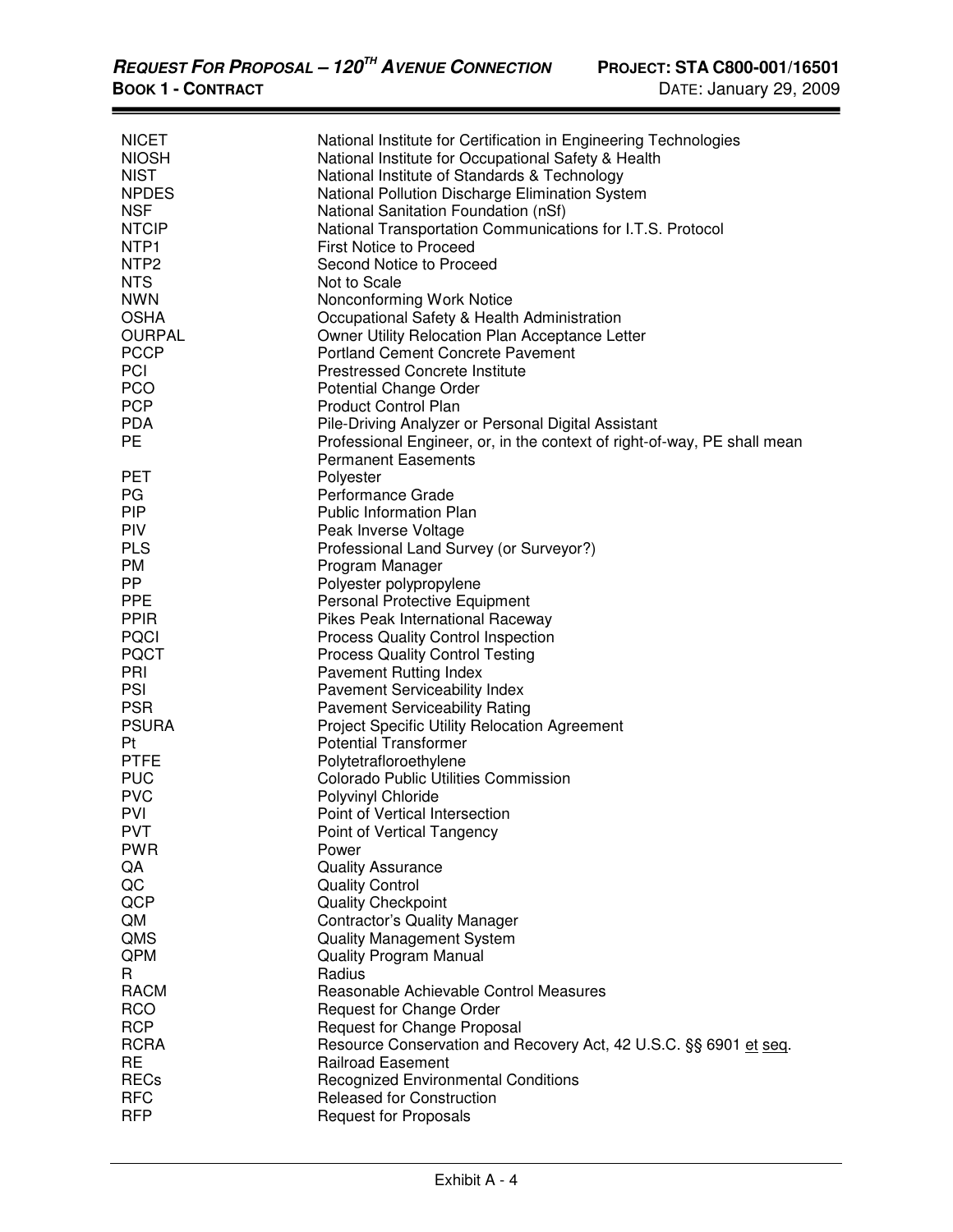| | |
|---|---|
| NICET | National Institute for Certification in Engineering Technologies |
| NIOSH | National Institute for Occupational Safety & Health |
| NIST | National Institute of Standards & Technology |
| NPDES | National Pollution Discharge Elimination System |
| NSF | National Sanitation Foundation (nSf) |
| NTCIP | National Transportation Communications for I.T.S. Protocol |
| NTP1 | First Notice to Proceed |
| NTP2 | Second Notice to Proceed |
| NTS | Not to Scale |
| NWN | Nonconforming Work Notice |
| OSHA | Occupational Safety & Health Administration |
| OURPAL | Owner Utility Relocation Plan Acceptance Letter |
| PCCP | Portland Cement Concrete Pavement |
| PCI | Prestressed Concrete Institute |
| PCO | Potential Change Order |
| PCP | Product Control Plan |
| PDA | Pile-Driving Analyzer or Personal Digital Assistant |
| PE | Professional Engineer, or, in the context of right-of-way, PE shall mean Permanent Easements |
| PET | Polyester |
| PG | Performance Grade |
| PIP | Public Information Plan |
| PIV | Peak Inverse Voltage |
| PLS | Professional Land Survey (or Surveyor?) |
| PM | Program Manager |
| PP | Polyester polypropylene |
| PPE | Personal Protective Equipment |
| PPIR | Pikes Peak International Raceway |
| PQCI | Process Quality Control Inspection |
| PQCT | Process Quality Control Testing |
| PRI | Pavement Rutting Index |
| PSI | Pavement Serviceability Index |
| PSR | Pavement Serviceability Rating |
| PSURA | Project Specific Utility Relocation Agreement |
| Pt | Potential Transformer |
| PTFE | Polytetrafloroethylene |
| PUC | Colorado Public Utilities Commission |
| PVC | Polyvinyl Chloride |
| PVI | Point of Vertical Intersection |
| PVT | Point of Vertical Tangency |
| PWR | Power |
| QA | Quality Assurance |
| QC | Quality Control |
| QCP | Quality Checkpoint |
| QM | Contractor's Quality Manager |
| QMS | Quality Management System |
| QPM | Quality Program Manual |
| R | Radius |
| RACM | Reasonable Achievable Control Measures |
| RCO | Request for Change Order |
| RCP | Request for Change Proposal |
| RCRA | Resource Conservation and Recovery Act, 42 U.S.C. §§ 6901 et seq. |
| RE | Railroad Easement |
| RECs | Recognized Environmental Conditions |
| RFC | Released for Construction |
| RFP | Request for Proposals |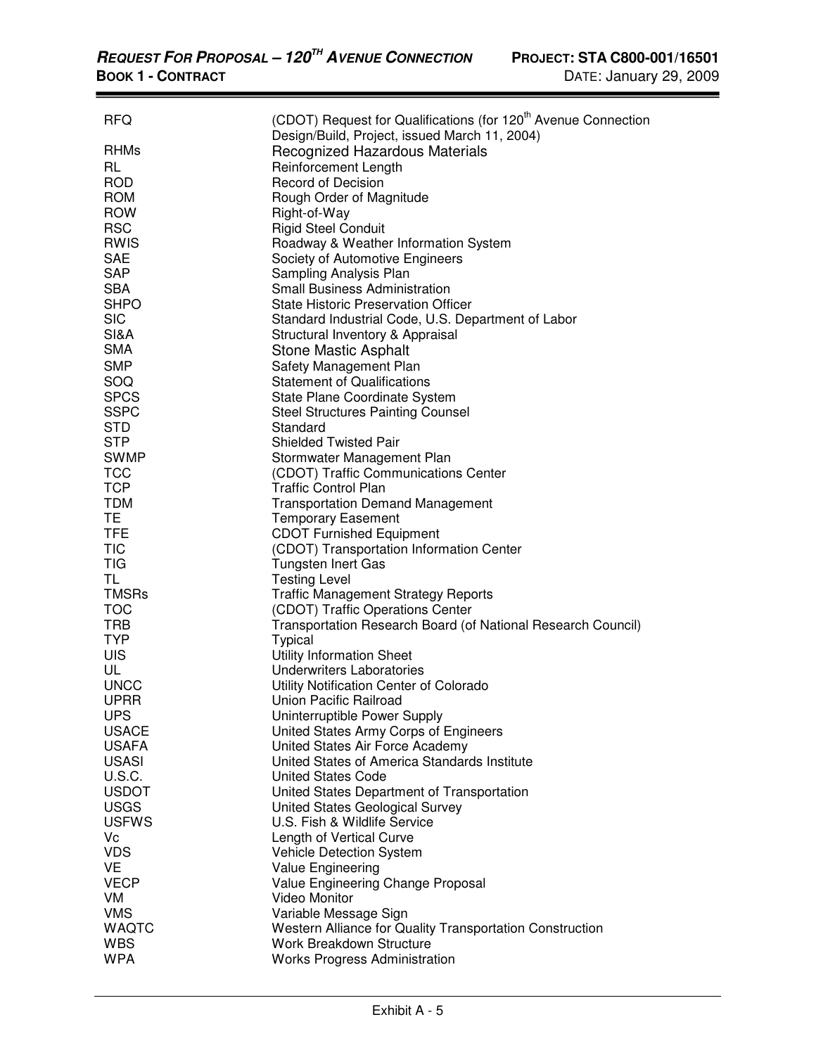| | |
|---|---|
| RFQ | (CDOT) Request for Qualifications (for 120[th] Avenue Connection Design/Build, Project, issued March 11, 2004) |
| RHMs | Recognized Hazardous Materials |
| RL | Reinforcement Length |
| ROD | Record of Decision |
| ROM | Rough Order of Magnitude |
| ROW | Right-of-Way |
| RSC | Rigid Steel Conduit |
| RWIS | Roadway & Weather Information System |
| SAE | Society of Automotive Engineers |
| SAP | Sampling Analysis Plan |
| SBA | Small Business Administration |
| SHPO | State Historic Preservation Officer |
| SIC | Standard Industrial Code, U.S. Department of Labor |
| SI&A | Structural Inventory & Appraisal |
| SMA | Stone Mastic Asphalt |
| SMP | Safety Management Plan |
| SOQ | Statement of Qualifications |
| SPCS | State Plane Coordinate System |
| SSPC | Steel Structures Painting Counsel |
| STD | Standard |
| STP | Shielded Twisted Pair |
| SWMP | Stormwater Management Plan |
| TCC | (CDOT) Traffic Communications Center |
| TCP | Traffic Control Plan |
| TDM | Transportation Demand Management |
| TE | Temporary Easement |
| TFE | CDOT Furnished Equipment |
| TIC | (CDOT) Transportation Information Center |
| TIG | Tungsten Inert Gas |
| TL | Testing Level |
| TMSRs | Traffic Management Strategy Reports |
| TOC | (CDOT) Traffic Operations Center |
| TRB | Transportation Research Board (of National Research Council) |
| TYP | Typical |
| UIS | Utility Information Sheet |
| UL | Underwriters Laboratories |
| UNCC | Utility Notification Center of Colorado |
| UPRR | Union Pacific Railroad |
| UPS | Uninterruptible Power Supply |
| USACE | United States Army Corps of Engineers |
| USAFA | United States Air Force Academy |
| USASI | United States of America Standards Institute |
| U.S.C. | United States Code |
| USDOT | United States Department of Transportation |
| USGS | United States Geological Survey |
| USFWS | U.S. Fish & Wildlife Service |
| Vc | Length of Vertical Curve |
| VDS | Vehicle Detection System |
| VE | Value Engineering |
| VECP | Value Engineering Change Proposal |
| VM | Video Monitor |
| VMS | Variable Message Sign |
| WAQTC | Western Alliance for Quality Transportation Construction |
| WBS | Work Breakdown Structure |
| WPA | Works Progress Administration |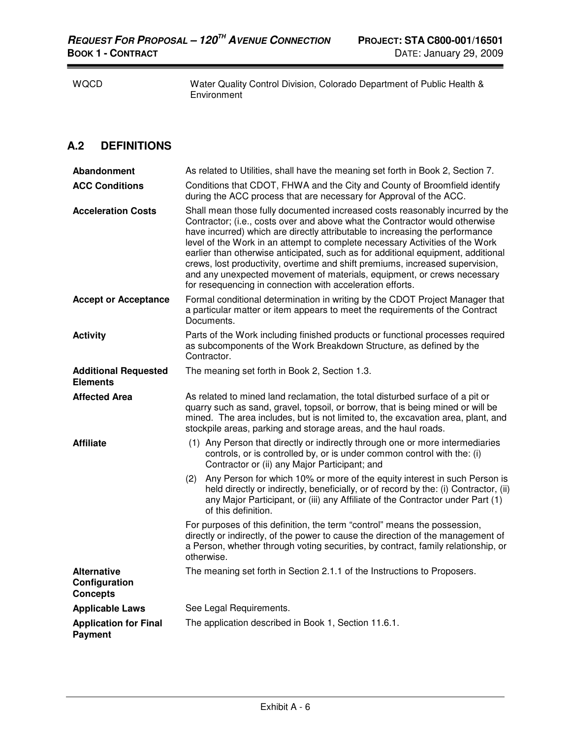| | |
|---|---|
| WQCD | Water Quality Control Division, Colorado Department of Public Health & Environment |

## A.2 DEFINITIONS

| | |
|---|---|
| **Abandonment** | As related to Utilities, shall have the meaning set forth in Book 2, Section 7. |
| **ACC Conditions** | Conditions that CDOT, FHWA and the City and County of Broomfield identify during the ACC process that are necessary for Approval of the ACC. |
| **Acceleration Costs** | Shall mean those fully documented increased costs reasonably incurred by the Contractor; (i.e., costs over and above what the Contractor would otherwise have incurred) which are directly attributable to increasing the performance level of the Work in an attempt to complete necessary Activities of the Work earlier than otherwise anticipated, such as for additional equipment, additional crews, lost productivity, overtime and shift premiums, increased supervision, and any unexpected movement of materials, equipment, or crews necessary for resequencing in connection with acceleration efforts. |
| **Accept or Acceptance** | Formal conditional determination in writing by the CDOT Project Manager that a particular matter or item appears to meet the requirements of the Contract Documents. |
| **Activity** | Parts of the Work including finished products or functional processes required as subcomponents of the Work Breakdown Structure, as defined by the Contractor. |
| **Additional Requested Elements** | The meaning set forth in Book 2, Section 1.3. |
| **Affected Area** | As related to mined land reclamation, the total disturbed surface of a pit or quarry such as sand, gravel, topsoil, or borrow, that is being mined or will be mined. The area includes, but is not limited to, the excavation area, plant, and stockpile areas, parking and storage areas, and the haul roads. |
| **Affiliate** | (1) Any Person that directly or indirectly through one or more intermediaries controls, or is controlled by, or is under common control with the: (i) Contractor or (ii) any Major Participant; and<br>(2) Any Person for which 10% or more of the equity interest in such Person is held directly or indirectly, beneficially, or of record by the: (i) Contractor, (ii) any Major Participant, or (iii) any Affiliate of the Contractor under Part (1) of this definition.<br>For purposes of this definition, the term "control" means the possession, directly or indirectly, of the power to cause the direction of the management of a Person, whether through voting securities, by contract, family relationship, or otherwise. |
| **Alternative Configuration Concepts** | The meaning set forth in Section 2.1.1 of the Instructions to Proposers. |
| **Applicable Laws** | See Legal Requirements. |
| **Application for Final Payment** | The application described in Book 1, Section 11.6.1. |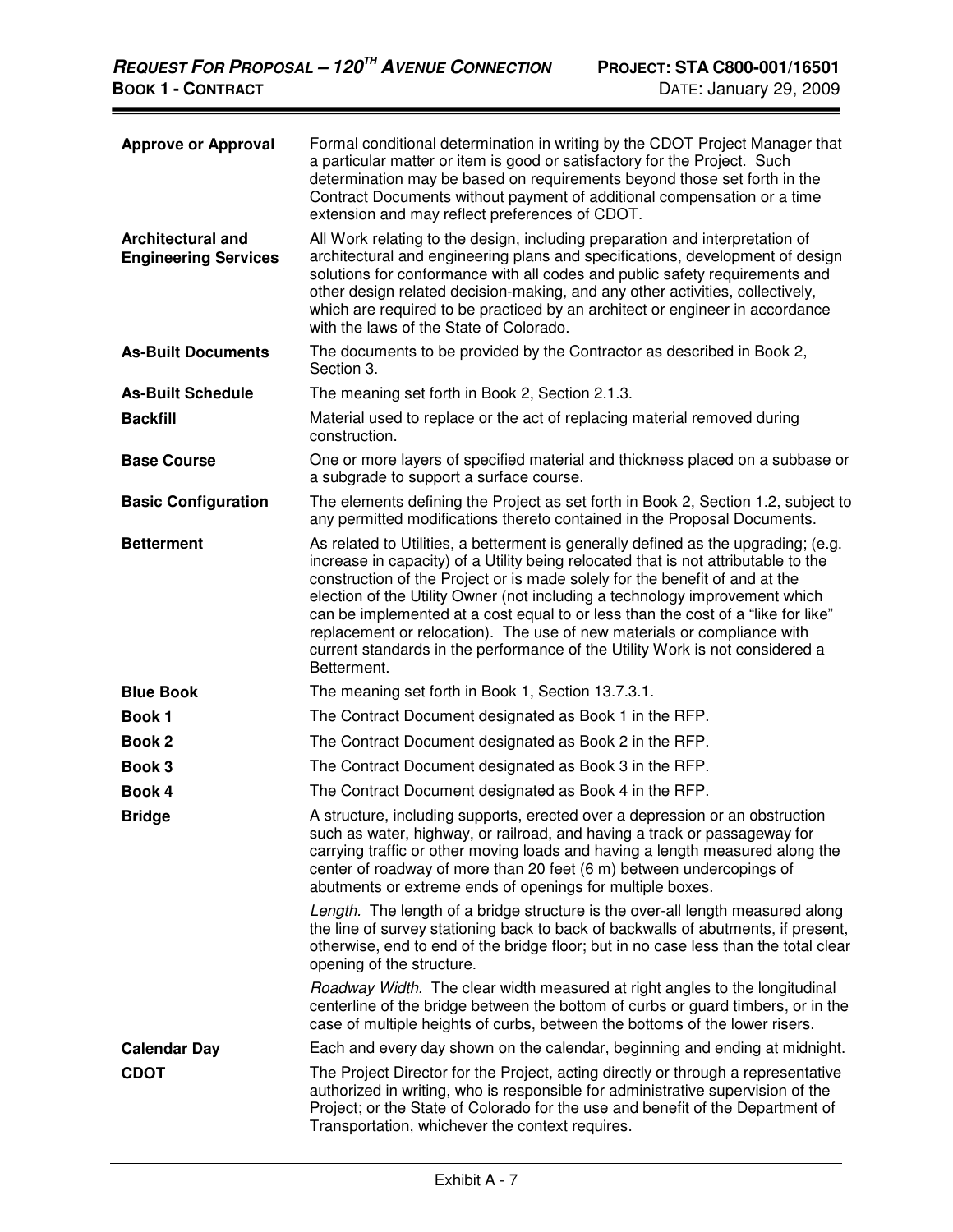| | |
|---|---|
| **Approve or Approval** | Formal conditional determination in writing by the CDOT Project Manager that a particular matter or item is good or satisfactory for the Project. Such determination may be based on requirements beyond those set forth in the Contract Documents without payment of additional compensation or a time extension and may reflect preferences of CDOT. |
| **Architectural and Engineering Services** | All Work relating to the design, including preparation and interpretation of architectural and engineering plans and specifications, development of design solutions for conformance with all codes and public safety requirements and other design related decision-making, and any other activities, collectively, which are required to be practiced by an architect or engineer in accordance with the laws of the State of Colorado. |
| **As-Built Documents** | The documents to be provided by the Contractor as described in Book 2, Section 3. |
| **As-Built Schedule** | The meaning set forth in Book 2, Section 2.1.3. |
| **Backfill** | Material used to replace or the act of replacing material removed during construction. |
| **Base Course** | One or more layers of specified material and thickness placed on a subbase or a subgrade to support a surface course. |
| **Basic Configuration** | The elements defining the Project as set forth in Book 2, Section 1.2, subject to any permitted modifications thereto contained in the Proposal Documents. |
| **Betterment** | As related to Utilities, a betterment is generally defined as the upgrading; (e.g. increase in capacity) of a Utility being relocated that is not attributable to the construction of the Project or is made solely for the benefit of and at the election of the Utility Owner (not including a technology improvement which can be implemented at a cost equal to or less than the cost of a "like for like" replacement or relocation). The use of new materials or compliance with current standards in the performance of the Utility Work is not considered a Betterment. |
| **Blue Book** | The meaning set forth in Book 1, Section 13.7.3.1. |
| **Book 1** | The Contract Document designated as Book 1 in the RFP. |
| **Book 2** | The Contract Document designated as Book 2 in the RFP. |
| **Book 3** | The Contract Document designated as Book 3 in the RFP. |
| **Book 4** | The Contract Document designated as Book 4 in the RFP. |
| **Bridge** | A structure, including supports, erected over a depression or an obstruction such as water, highway, or railroad, and having a track or passageway for carrying traffic or other moving loads and having a length measured along the center of roadway of more than 20 feet (6 m) between undercopings of abutments or extreme ends of openings for multiple boxes.<br><br>*Length.* The length of a bridge structure is the over-all length measured along the line of survey stationing back to back of backwalls of abutments, if present, otherwise, end to end of the bridge floor; but in no case less than the total clear opening of the structure.<br><br>*Roadway Width.* The clear width measured at right angles to the longitudinal centerline of the bridge between the bottom of curbs or guard timbers, or in the case of multiple heights of curbs, between the bottoms of the lower risers. |
| **Calendar Day** | Each and every day shown on the calendar, beginning and ending at midnight. |
| **CDOT** | The Project Director for the Project, acting directly or through a representative authorized in writing, who is responsible for administrative supervision of the Project; or the State of Colorado for the use and benefit of the Department of Transportation, whichever the context requires. |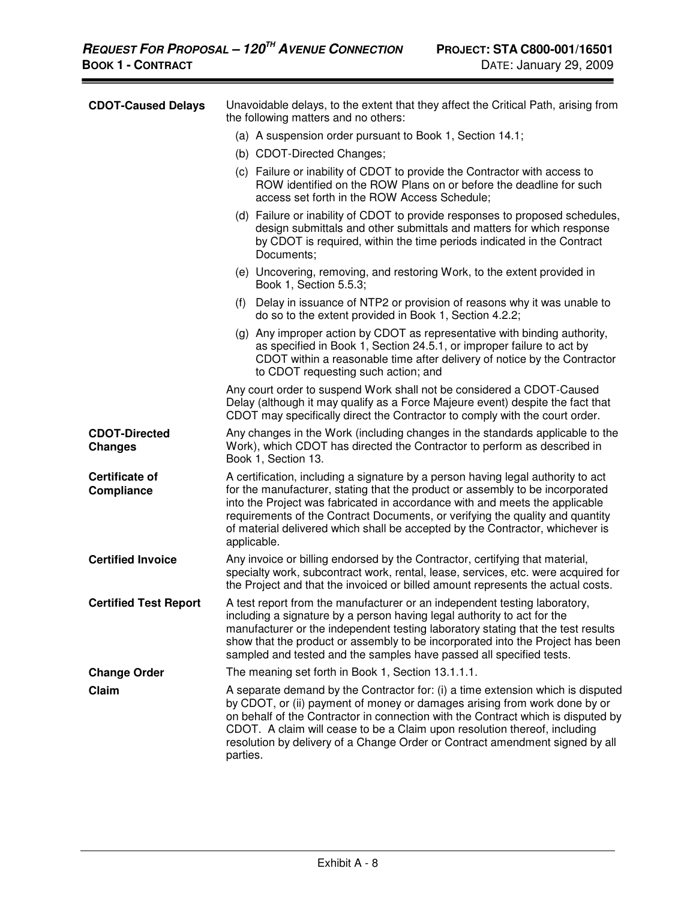| | |
|---|---|
| **CDOT-Caused Delays** | Unavoidable delays, to the extent that they affect the Critical Path, arising from the following matters and no others:<br>(a) A suspension order pursuant to Book 1, Section 14.1;<br>(b) CDOT-Directed Changes;<br>(c) Failure or inability of CDOT to provide the Contractor with access to ROW identified on the ROW Plans on or before the deadline for such access set forth in the ROW Access Schedule;<br>(d) Failure or inability of CDOT to provide responses to proposed schedules, design submittals and other submittals and matters for which response by CDOT is required, within the time periods indicated in the Contract Documents;<br>(e) Uncovering, removing, and restoring Work, to the extent provided in Book 1, Section 5.5.3;<br>(f) Delay in issuance of NTP2 or provision of reasons why it was unable to do so to the extent provided in Book 1, Section 4.2.2;<br>(g) Any improper action by CDOT as representative with binding authority, as specified in Book 1, Section 24.5.1, or improper failure to act by CDOT within a reasonable time after delivery of notice by the Contractor to CDOT requesting such action; and<br>Any court order to suspend Work shall not be considered a CDOT-Caused Delay (although it may qualify as a Force Majeure event) despite the fact that CDOT may specifically direct the Contractor to comply with the court order. |
| **CDOT-Directed Changes** | Any changes in the Work (including changes in the standards applicable to the Work), which CDOT has directed the Contractor to perform as described in Book 1, Section 13. |
| **Certificate of Compliance** | A certification, including a signature by a person having legal authority to act for the manufacturer, stating that the product or assembly to be incorporated into the Project was fabricated in accordance with and meets the applicable requirements of the Contract Documents, or verifying the quality and quantity of material delivered which shall be accepted by the Contractor, whichever is applicable. |
| **Certified Invoice** | Any invoice or billing endorsed by the Contractor, certifying that material, specialty work, subcontract work, rental, lease, services, etc. were acquired for the Project and that the invoiced or billed amount represents the actual costs. |
| **Certified Test Report** | A test report from the manufacturer or an independent testing laboratory, including a signature by a person having legal authority to act for the manufacturer or the independent testing laboratory stating that the test results show that the product or assembly to be incorporated into the Project has been sampled and tested and the samples have passed all specified tests. |
| **Change Order** | The meaning set forth in Book 1, Section 13.1.1.1. |
| **Claim** | A separate demand by the Contractor for: (i) a time extension which is disputed by CDOT, or (ii) payment of money or damages arising from work done by or on behalf of the Contractor in connection with the Contract which is disputed by CDOT. A claim will cease to be a Claim upon resolution thereof, including resolution by delivery of a Change Order or Contract amendment signed by all parties. |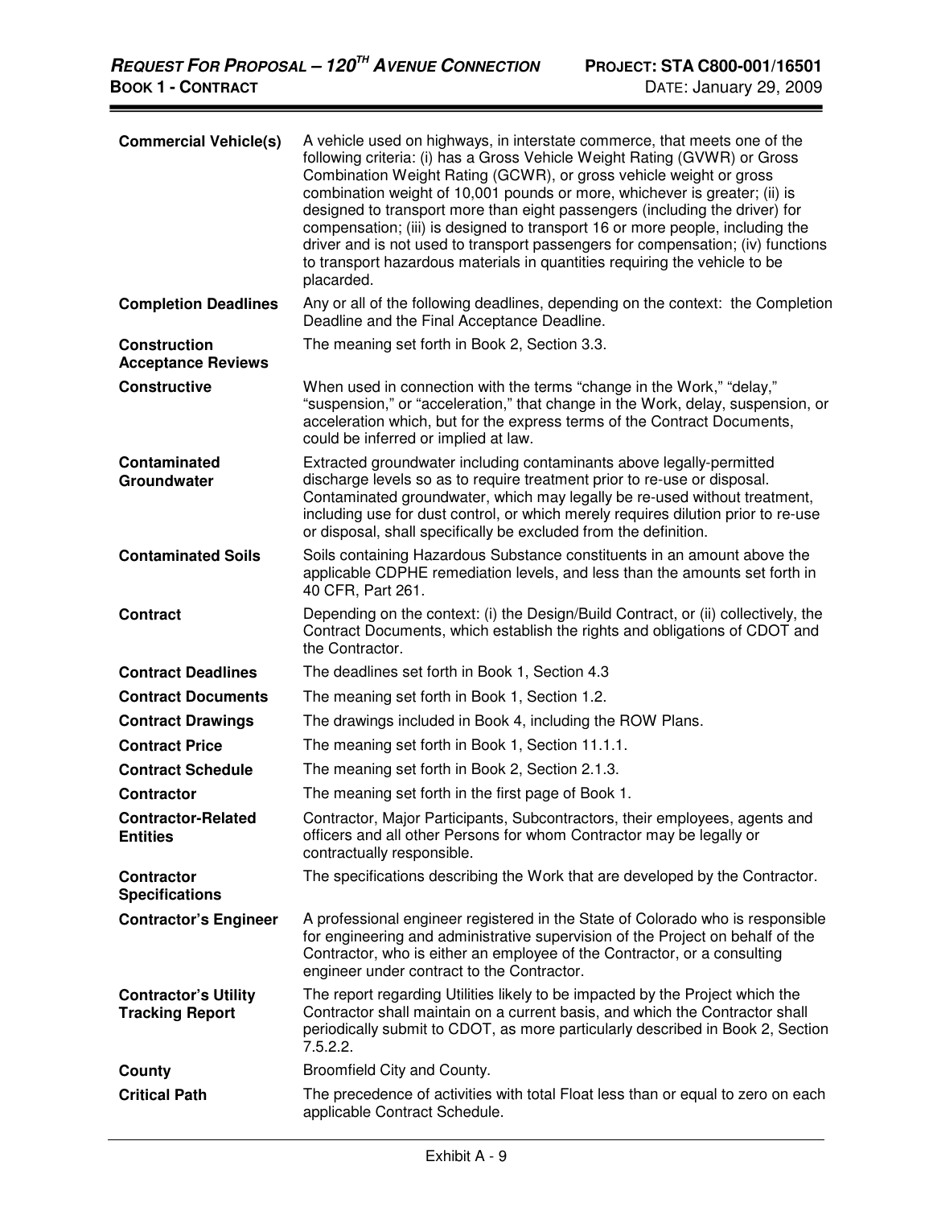| | |
|---|---|
| **Commercial Vehicle(s)** | A vehicle used on highways, in interstate commerce, that meets one of the following criteria: (i) has a Gross Vehicle Weight Rating (GVWR) or Gross Combination Weight Rating (GCWR), or gross vehicle weight or gross combination weight of 10,001 pounds or more, whichever is greater; (ii) is designed to transport more than eight passengers (including the driver) for compensation; (iii) is designed to transport 16 or more people, including the driver and is not used to transport passengers for compensation; (iv) functions to transport hazardous materials in quantities requiring the vehicle to be placarded. |
| **Completion Deadlines** | Any or all of the following deadlines, depending on the context: the Completion Deadline and the Final Acceptance Deadline. |
| **Construction Acceptance Reviews** | The meaning set forth in Book 2, Section 3.3. |
| **Constructive** | When used in connection with the terms "change in the Work," "delay," "suspension," or "acceleration," that change in the Work, delay, suspension, or acceleration which, but for the express terms of the Contract Documents, could be inferred or implied at law. |
| **Contaminated Groundwater** | Extracted groundwater including contaminants above legally-permitted discharge levels so as to require treatment prior to re-use or disposal. Contaminated groundwater, which may legally be re-used without treatment, including use for dust control, or which merely requires dilution prior to re-use or disposal, shall specifically be excluded from the definition. |
| **Contaminated Soils** | Soils containing Hazardous Substance constituents in an amount above the applicable CDPHE remediation levels, and less than the amounts set forth in 40 CFR, Part 261. |
| **Contract** | Depending on the context: (i) the Design/Build Contract, or (ii) collectively, the Contract Documents, which establish the rights and obligations of CDOT and the Contractor. |
| **Contract Deadlines** | The deadlines set forth in Book 1, Section 4.3 |
| **Contract Documents** | The meaning set forth in Book 1, Section 1.2. |
| **Contract Drawings** | The drawings included in Book 4, including the ROW Plans. |
| **Contract Price** | The meaning set forth in Book 1, Section 11.1.1. |
| **Contract Schedule** | The meaning set forth in Book 2, Section 2.1.3. |
| **Contractor** | The meaning set forth in the first page of Book 1. |
| **Contractor-Related Entities** | Contractor, Major Participants, Subcontractors, their employees, agents and officers and all other Persons for whom Contractor may be legally or contractually responsible. |
| **Contractor Specifications** | The specifications describing the Work that are developed by the Contractor. |
| **Contractor's Engineer** | A professional engineer registered in the State of Colorado who is responsible for engineering and administrative supervision of the Project on behalf of the Contractor, who is either an employee of the Contractor, or a consulting engineer under contract to the Contractor. |
| **Contractor's Utility Tracking Report** | The report regarding Utilities likely to be impacted by the Project which the Contractor shall maintain on a current basis, and which the Contractor shall periodically submit to CDOT, as more particularly described in Book 2, Section 7.5.2.2. |
| **County** | Broomfield City and County. |
| **Critical Path** | The precedence of activities with total Float less than or equal to zero on each applicable Contract Schedule. |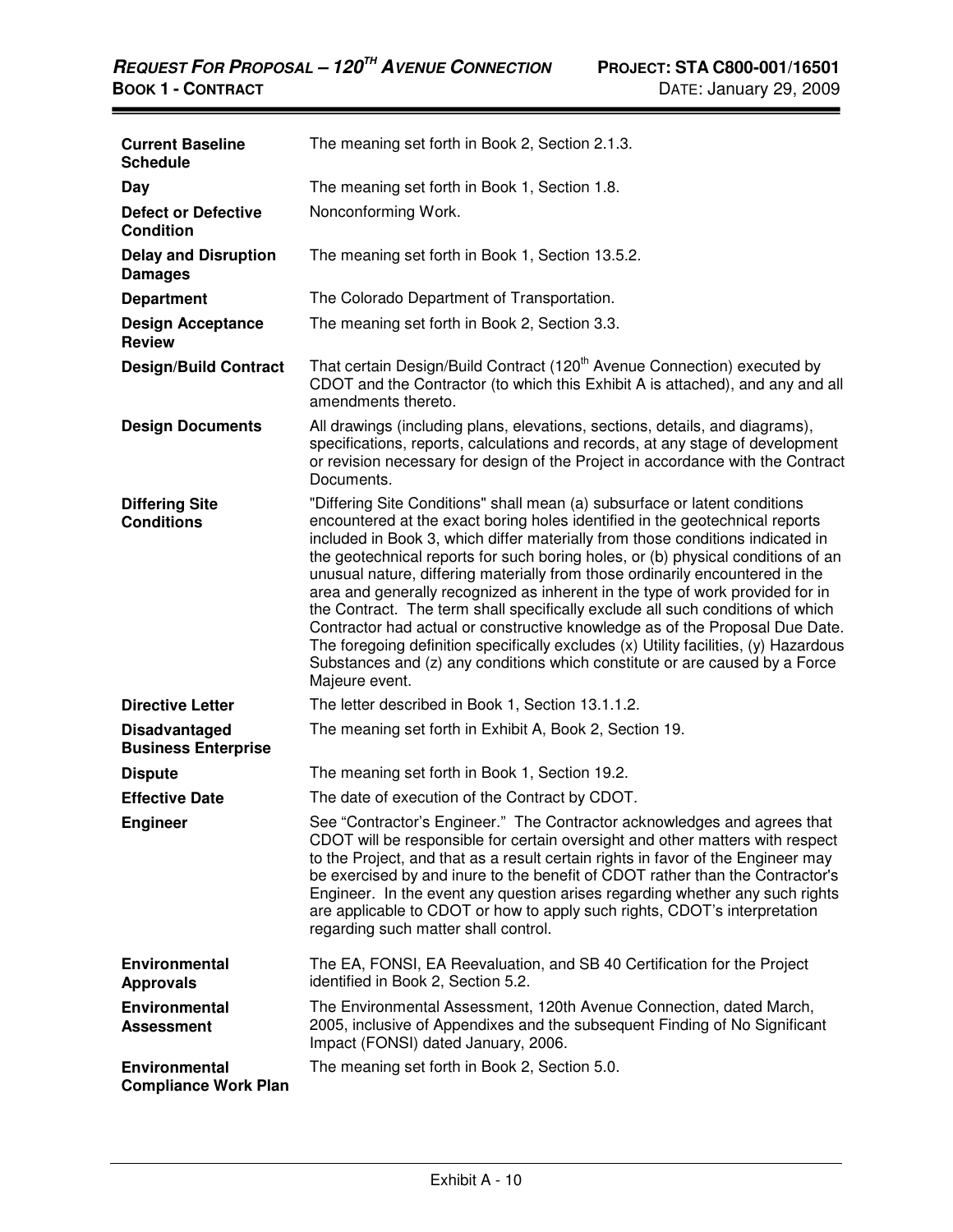| | |
|---|---|
| **Current Baseline Schedule** | The meaning set forth in Book 2, Section 2.1.3. |
| **Day** | The meaning set forth in Book 1, Section 1.8. |
| **Defect or Defective Condition** | Nonconforming Work. |
| **Delay and Disruption Damages** | The meaning set forth in Book 1, Section 13.5.2. |
| **Department** | The Colorado Department of Transportation. |
| **Design Acceptance Review** | The meaning set forth in Book 2, Section 3.3. |
| **Design/Build Contract** | That certain Design/Build Contract (120th Avenue Connection) executed by CDOT and the Contractor (to which this Exhibit A is attached), and any and all amendments thereto. |
| **Design Documents** | All drawings (including plans, elevations, sections, details, and diagrams), specifications, reports, calculations and records, at any stage of development or revision necessary for design of the Project in accordance with the Contract Documents. |
| **Differing Site Conditions** | "Differing Site Conditions" shall mean (a) subsurface or latent conditions encountered at the exact boring holes identified in the geotechnical reports included in Book 3, which differ materially from those conditions indicated in the geotechnical reports for such boring holes, or (b) physical conditions of an unusual nature, differing materially from those ordinarily encountered in the area and generally recognized as inherent in the type of work provided for in the Contract. The term shall specifically exclude all such conditions of which Contractor had actual or constructive knowledge as of the Proposal Due Date. The foregoing definition specifically excludes (x) Utility facilities, (y) Hazardous Substances and (z) any conditions which constitute or are caused by a Force Majeure event. |
| **Directive Letter** | The letter described in Book 1, Section 13.1.1.2. |
| **Disadvantaged Business Enterprise** | The meaning set forth in Exhibit A, Book 2, Section 19. |
| **Dispute** | The meaning set forth in Book 1, Section 19.2. |
| **Effective Date** | The date of execution of the Contract by CDOT. |
| **Engineer** | See "Contractor's Engineer." The Contractor acknowledges and agrees that CDOT will be responsible for certain oversight and other matters with respect to the Project, and that as a result certain rights in favor of the Engineer may be exercised by and inure to the benefit of CDOT rather than the Contractor's Engineer. In the event any question arises regarding whether any such rights are applicable to CDOT or how to apply such rights, CDOT's interpretation regarding such matter shall control. |
| **Environmental Approvals** | The EA, FONSI, EA Reevaluation, and SB 40 Certification for the Project identified in Book 2, Section 5.2. |
| **Environmental Assessment** | The Environmental Assessment, 120th Avenue Connection, dated March, 2005, inclusive of Appendixes and the subsequent Finding of No Significant Impact (FONSI) dated January, 2006. |
| **Environmental Compliance Work Plan** | The meaning set forth in Book 2, Section 5.0. |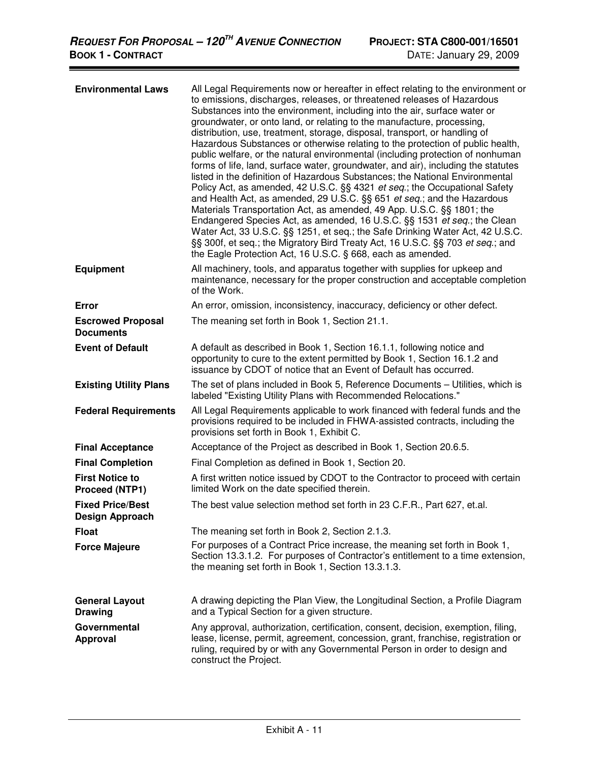| | |
|---|---|
| **Environmental Laws** | All Legal Requirements now or hereafter in effect relating to the environment or to emissions, discharges, releases, or threatened releases of Hazardous Substances into the environment, including into the air, surface water or groundwater, or onto land, or relating to the manufacture, processing, distribution, use, treatment, storage, disposal, transport, or handling of Hazardous Substances or otherwise relating to the protection of public health, public welfare, or the natural environmental (including protection of nonhuman forms of life, land, surface water, groundwater, and air), including the statutes listed in the definition of Hazardous Substances; the National Environmental Policy Act, as amended, 42 U.S.C. §§ 4321 *et seq.*; the Occupational Safety and Health Act, as amended, 29 U.S.C. §§ 651 *et seq.*; and the Hazardous Materials Transportation Act, as amended, 49 App. U.S.C. §§ 1801; the Endangered Species Act, as amended, 16 U.S.C. §§ 1531 *et seq.*; the Clean Water Act, 33 U.S.C. §§ 1251, et seq.; the Safe Drinking Water Act, 42 U.S.C. §§ 300f, et seq.; the Migratory Bird Treaty Act, 16 U.S.C. §§ 703 *et seq.*; and the Eagle Protection Act, 16 U.S.C. § 668, each as amended. |
| **Equipment** | All machinery, tools, and apparatus together with supplies for upkeep and maintenance, necessary for the proper construction and acceptable completion of the Work. |
| **Error** | An error, omission, inconsistency, inaccuracy, deficiency or other defect. |
| **Escrowed Proposal Documents** | The meaning set forth in Book 1, Section 21.1. |
| **Event of Default** | A default as described in Book 1, Section 16.1.1, following notice and opportunity to cure to the extent permitted by Book 1, Section 16.1.2 and issuance by CDOT of notice that an Event of Default has occurred. |
| **Existing Utility Plans** | The set of plans included in Book 5, Reference Documents – Utilities, which is labeled "Existing Utility Plans with Recommended Relocations." |
| **Federal Requirements** | All Legal Requirements applicable to work financed with federal funds and the provisions required to be included in FHWA-assisted contracts, including the provisions set forth in Book 1, Exhibit C. |
| **Final Acceptance** | Acceptance of the Project as described in Book 1, Section 20.6.5. |
| **Final Completion** | Final Completion as defined in Book 1, Section 20. |
| **First Notice to Proceed (NTP1)** | A first written notice issued by CDOT to the Contractor to proceed with certain limited Work on the date specified therein. |
| **Fixed Price/Best Design Approach** | The best value selection method set forth in 23 C.F.R., Part 627, et.al. |
| **Float** | The meaning set forth in Book 2, Section 2.1.3. |
| **Force Majeure** | For purposes of a Contract Price increase, the meaning set forth in Book 1, Section 13.3.1.2. For purposes of Contractor's entitlement to a time extension, the meaning set forth in Book 1, Section 13.3.1.3. |
| **General Layout Drawing** | A drawing depicting the Plan View, the Longitudinal Section, a Profile Diagram and a Typical Section for a given structure. |
| **Governmental Approval** | Any approval, authorization, certification, consent, decision, exemption, filing, lease, license, permit, agreement, concession, grant, franchise, registration or ruling, required by or with any Governmental Person in order to design and construct the Project. |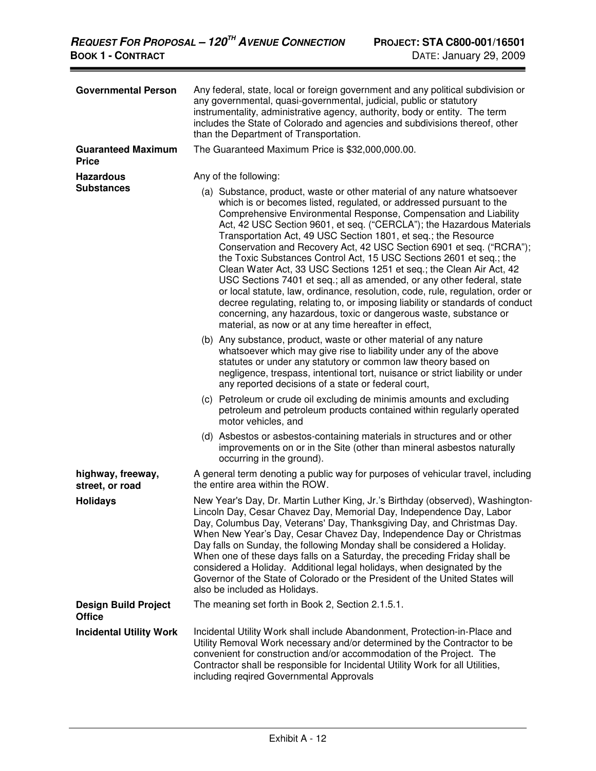| | |
|---|---|
| **Governmental Person** | Any federal, state, local or foreign government and any political subdivision or any governmental, quasi-governmental, judicial, public or statutory instrumentality, administrative agency, authority, body or entity. The term includes the State of Colorado and agencies and subdivisions thereof, other than the Department of Transportation. |
| **Guaranteed Maximum Price** | The Guaranteed Maximum Price is $32,000,000.00. |
| **Hazardous Substances** | Any of the following:<br><br>(a) Substance, product, waste or other material of any nature whatsoever which is or becomes listed, regulated, or addressed pursuant to the Comprehensive Environmental Response, Compensation and Liability Act, 42 USC Section 9601, et seq. ("CERCLA"); the Hazardous Materials Transportation Act, 49 USC Section 1801, et seq.; the Resource Conservation and Recovery Act, 42 USC Section 6901 et seq. ("RCRA"); the Toxic Substances Control Act, 15 USC Sections 2601 et seq.; the Clean Water Act, 33 USC Sections 1251 et seq.; the Clean Air Act, 42 USC Sections 7401 et seq.; all as amended, or any other federal, state or local statute, law, ordinance, resolution, code, rule, regulation, order or decree regulating, relating to, or imposing liability or standards of conduct concerning, any hazardous, toxic or dangerous waste, substance or material, as now or at any time hereafter in effect,<br><br>(b) Any substance, product, waste or other material of any nature whatsoever which may give rise to liability under any of the above statutes or under any statutory or common law theory based on negligence, trespass, intentional tort, nuisance or strict liability or under any reported decisions of a state or federal court,<br><br>(c) Petroleum or crude oil excluding de minimis amounts and excluding petroleum and petroleum products contained within regularly operated motor vehicles, and<br><br>(d) Asbestos or asbestos-containing materials in structures and or other improvements on or in the Site (other than mineral asbestos naturally occurring in the ground). |
| **highway, freeway, street, or road** | A general term denoting a public way for purposes of vehicular travel, including the entire area within the ROW. |
| **Holidays** | New Year's Day, Dr. Martin Luther King, Jr.'s Birthday (observed), Washington-Lincoln Day, Cesar Chavez Day, Memorial Day, Independence Day, Labor Day, Columbus Day, Veterans' Day, Thanksgiving Day, and Christmas Day. When New Year's Day, Cesar Chavez Day, Independence Day or Christmas Day falls on Sunday, the following Monday shall be considered a Holiday. When one of these days falls on a Saturday, the preceding Friday shall be considered a Holiday. Additional legal holidays, when designated by the Governor of the State of Colorado or the President of the United States will also be included as Holidays. |
| **Design Build Project Office** | The meaning set forth in Book 2, Section 2.1.5.1. |
| **Incidental Utility Work** | Incidental Utility Work shall include Abandonment, Protection-in-Place and Utility Removal Work necessary and/or determined by the Contractor to be convenient for construction and/or accommodation of the Project. The Contractor shall be responsible for Incidental Utility Work for all Utilities, including reqired Governmental Approvals |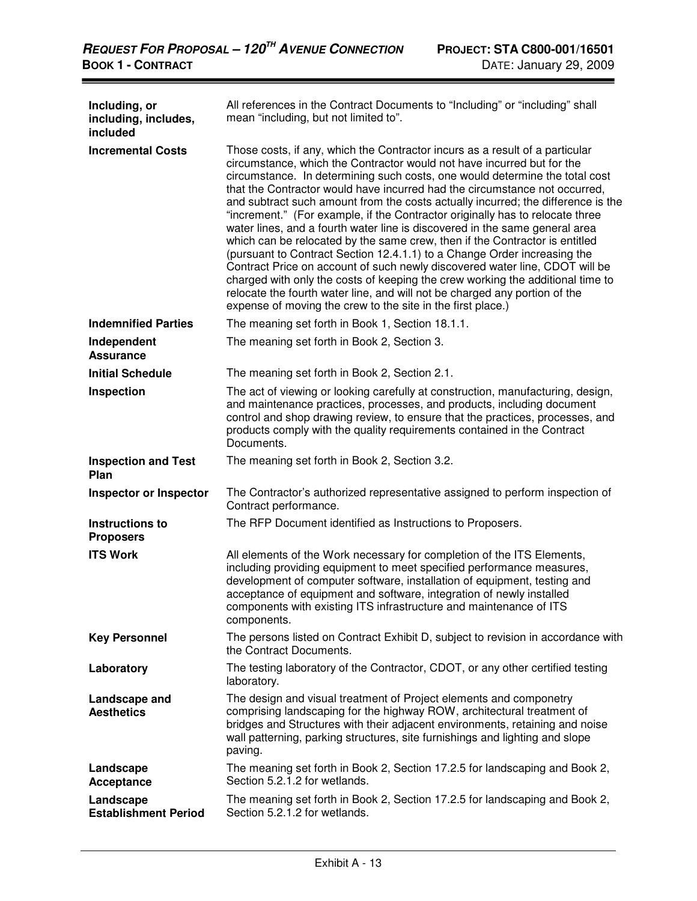| | |
|---|---|
| **Including, or including, includes, included** | All references in the Contract Documents to "Including" or "including" shall mean "including, but not limited to". |
| **Incremental Costs** | Those costs, if any, which the Contractor incurs as a result of a particular circumstance, which the Contractor would not have incurred but for the circumstance. In determining such costs, one would determine the total cost that the Contractor would have incurred had the circumstance not occurred, and subtract such amount from the costs actually incurred; the difference is the "increment." (For example, if the Contractor originally has to relocate three water lines, and a fourth water line is discovered in the same general area which can be relocated by the same crew, then if the Contractor is entitled (pursuant to Contract Section 12.4.1.1) to a Change Order increasing the Contract Price on account of such newly discovered water line, CDOT will be charged with only the costs of keeping the crew working the additional time to relocate the fourth water line, and will not be charged any portion of the expense of moving the crew to the site in the first place.) |
| **Indemnified Parties** | The meaning set forth in Book 1, Section 18.1.1. |
| **Independent Assurance** | The meaning set forth in Book 2, Section 3. |
| **Initial Schedule** | The meaning set forth in Book 2, Section 2.1. |
| **Inspection** | The act of viewing or looking carefully at construction, manufacturing, design, and maintenance practices, processes, and products, including document control and shop drawing review, to ensure that the practices, processes, and products comply with the quality requirements contained in the Contract Documents. |
| **Inspection and Test Plan** | The meaning set forth in Book 2, Section 3.2. |
| **Inspector or Inspector** | The Contractor's authorized representative assigned to perform inspection of Contract performance. |
| **Instructions to Proposers** | The RFP Document identified as Instructions to Proposers. |
| **ITS Work** | All elements of the Work necessary for completion of the ITS Elements, including providing equipment to meet specified performance measures, development of computer software, installation of equipment, testing and acceptance of equipment and software, integration of newly installed components with existing ITS infrastructure and maintenance of ITS components. |
| **Key Personnel** | The persons listed on Contract Exhibit D, subject to revision in accordance with the Contract Documents. |
| **Laboratory** | The testing laboratory of the Contractor, CDOT, or any other certified testing laboratory. |
| **Landscape and Aesthetics** | The design and visual treatment of Project elements and componetry comprising landscaping for the highway ROW, architectural treatment of bridges and Structures with their adjacent environments, retaining and noise wall patterning, parking structures, site furnishings and lighting and slope paving. |
| **Landscape Acceptance** | The meaning set forth in Book 2, Section 17.2.5 for landscaping and Book 2, Section 5.2.1.2 for wetlands. |
| **Landscape Establishment Period** | The meaning set forth in Book 2, Section 17.2.5 for landscaping and Book 2, Section 5.2.1.2 for wetlands. |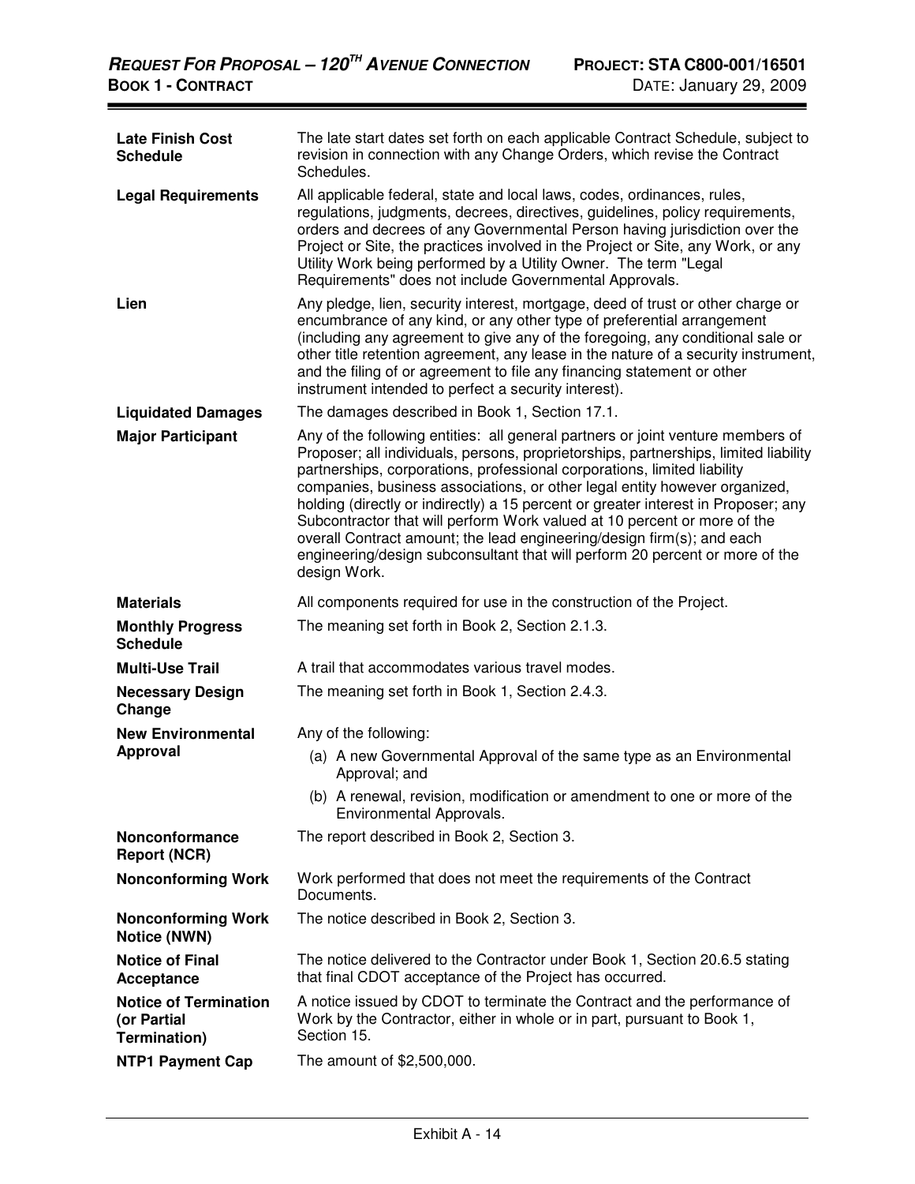| | |
|---|---|
| **Late Finish Cost Schedule** | The late start dates set forth on each applicable Contract Schedule, subject to revision in connection with any Change Orders, which revise the Contract Schedules. |
| **Legal Requirements** | All applicable federal, state and local laws, codes, ordinances, rules, regulations, judgments, decrees, directives, guidelines, policy requirements, orders and decrees of any Governmental Person having jurisdiction over the Project or Site, the practices involved in the Project or Site, any Work, or any Utility Work being performed by a Utility Owner. The term "Legal Requirements" does not include Governmental Approvals. |
| **Lien** | Any pledge, lien, security interest, mortgage, deed of trust or other charge or encumbrance of any kind, or any other type of preferential arrangement (including any agreement to give any of the foregoing, any conditional sale or other title retention agreement, any lease in the nature of a security instrument, and the filing of or agreement to file any financing statement or other instrument intended to perfect a security interest). |
| **Liquidated Damages** | The damages described in Book 1, Section 17.1. |
| **Major Participant** | Any of the following entities: all general partners or joint venture members of Proposer; all individuals, persons, proprietorships, partnerships, limited liability partnerships, corporations, professional corporations, limited liability companies, business associations, or other legal entity however organized, holding (directly or indirectly) a 15 percent or greater interest in Proposer; any Subcontractor that will perform Work valued at 10 percent or more of the overall Contract amount; the lead engineering/design firm(s); and each engineering/design subconsultant that will perform 20 percent or more of the design Work. |
| **Materials** | All components required for use in the construction of the Project. |
| **Monthly Progress Schedule** | The meaning set forth in Book 2, Section 2.1.3. |
| **Multi-Use Trail** | A trail that accommodates various travel modes. |
| **Necessary Design Change** | The meaning set forth in Book 1, Section 2.4.3. |
| **New Environmental Approval** | Any of the following:<br>(a) A new Governmental Approval of the same type as an Environmental Approval; and<br>(b) A renewal, revision, modification or amendment to one or more of the Environmental Approvals. |
| **Nonconformance Report (NCR)** | The report described in Book 2, Section 3. |
| **Nonconforming Work** | Work performed that does not meet the requirements of the Contract Documents. |
| **Nonconforming Work Notice (NWN)** | The notice described in Book 2, Section 3. |
| **Notice of Final Acceptance** | The notice delivered to the Contractor under Book 1, Section 20.6.5 stating that final CDOT acceptance of the Project has occurred. |
| **Notice of Termination (or Partial Termination)** | A notice issued by CDOT to terminate the Contract and the performance of Work by the Contractor, either in whole or in part, pursuant to Book 1, Section 15. |
| **NTP1 Payment Cap** | The amount of $2,500,000. |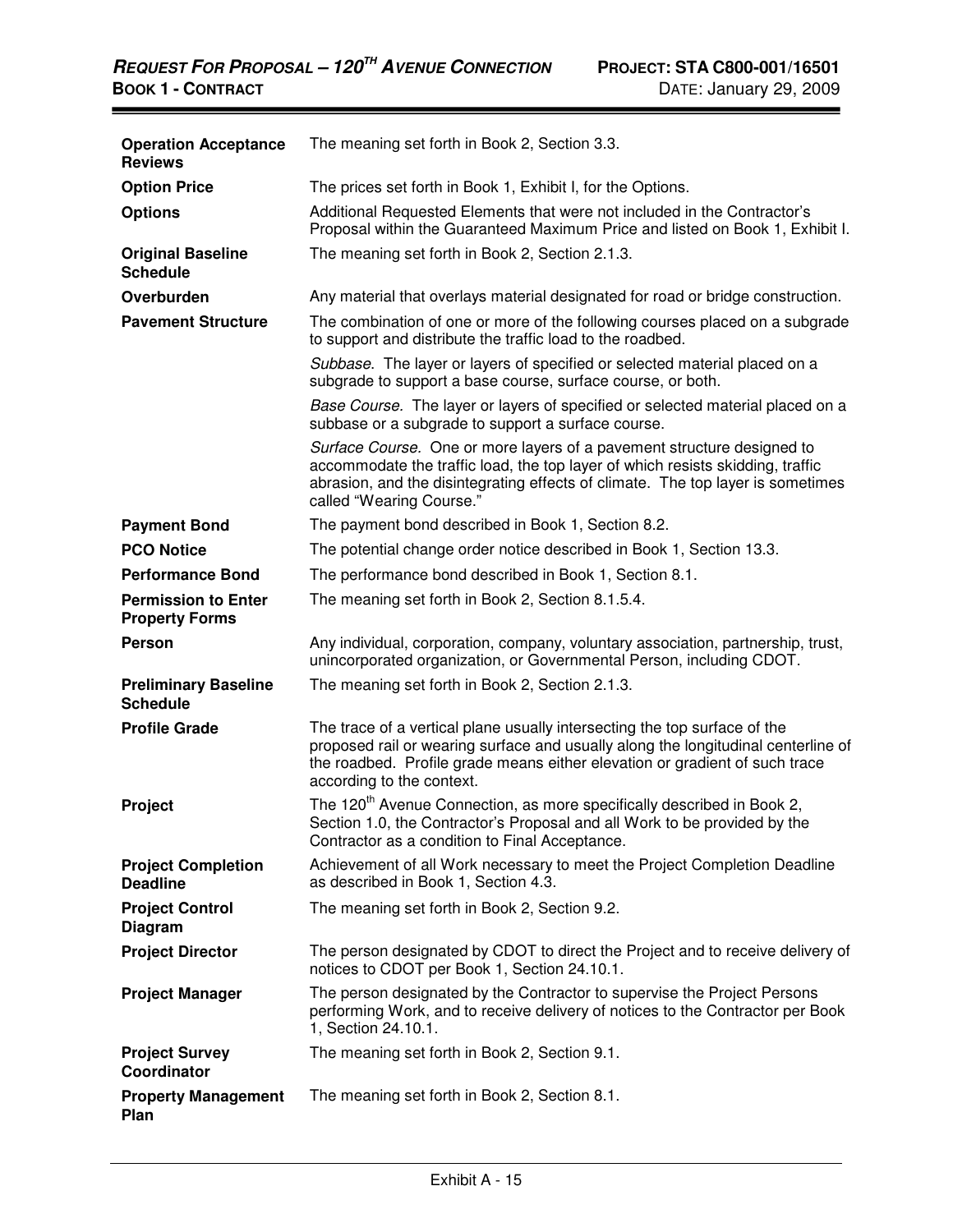| | |
|---|---|
| **Operation Acceptance Reviews** | The meaning set forth in Book 2, Section 3.3. |
| **Option Price** | The prices set forth in Book 1, Exhibit I, for the Options. |
| **Options** | Additional Requested Elements that were not included in the Contractor's Proposal within the Guaranteed Maximum Price and listed on Book 1, Exhibit I. |
| **Original Baseline Schedule** | The meaning set forth in Book 2, Section 2.1.3. |
| **Overburden** | Any material that overlays material designated for road or bridge construction. |
| **Pavement Structure** | The combination of one or more of the following courses placed on a subgrade to support and distribute the traffic load to the roadbed.<br><br>*Subbase*. The layer or layers of specified or selected material placed on a subgrade to support a base course, surface course, or both.<br><br>*Base Course.* The layer or layers of specified or selected material placed on a subbase or a subgrade to support a surface course.<br><br>*Surface Course.* One or more layers of a pavement structure designed to accommodate the traffic load, the top layer of which resists skidding, traffic abrasion, and the disintegrating effects of climate. The top layer is sometimes called "Wearing Course." |
| **Payment Bond** | The payment bond described in Book 1, Section 8.2. |
| **PCO Notice** | The potential change order notice described in Book 1, Section 13.3. |
| **Performance Bond** | The performance bond described in Book 1, Section 8.1. |
| **Permission to Enter Property Forms** | The meaning set forth in Book 2, Section 8.1.5.4. |
| **Person** | Any individual, corporation, company, voluntary association, partnership, trust, unincorporated organization, or Governmental Person, including CDOT. |
| **Preliminary Baseline Schedule** | The meaning set forth in Book 2, Section 2.1.3. |
| **Profile Grade** | The trace of a vertical plane usually intersecting the top surface of the proposed rail or wearing surface and usually along the longitudinal centerline of the roadbed. Profile grade means either elevation or gradient of such trace according to the context. |
| **Project** | The 120th Avenue Connection, as more specifically described in Book 2, Section 1.0, the Contractor's Proposal and all Work to be provided by the Contractor as a condition to Final Acceptance. |
| **Project Completion Deadline** | Achievement of all Work necessary to meet the Project Completion Deadline as described in Book 1, Section 4.3. |
| **Project Control Diagram** | The meaning set forth in Book 2, Section 9.2. |
| **Project Director** | The person designated by CDOT to direct the Project and to receive delivery of notices to CDOT per Book 1, Section 24.10.1. |
| **Project Manager** | The person designated by the Contractor to supervise the Project Persons performing Work, and to receive delivery of notices to the Contractor per Book 1, Section 24.10.1. |
| **Project Survey Coordinator** | The meaning set forth in Book 2, Section 9.1. |
| **Property Management Plan** | The meaning set forth in Book 2, Section 8.1. |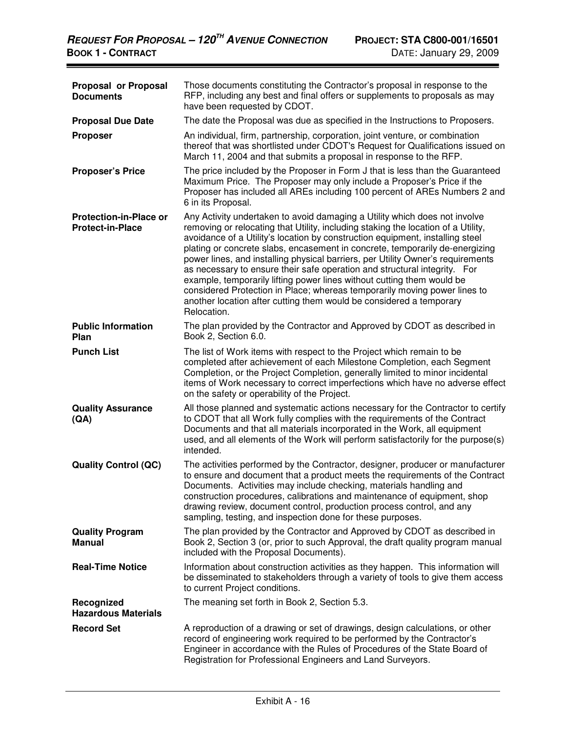| | |
|---|---|
| **Proposal or Proposal Documents** | Those documents constituting the Contractor's proposal in response to the RFP, including any best and final offers or supplements to proposals as may have been requested by CDOT. |
| **Proposal Due Date** | The date the Proposal was due as specified in the Instructions to Proposers. |
| **Proposer** | An individual, firm, partnership, corporation, joint venture, or combination thereof that was shortlisted under CDOT's Request for Qualifications issued on March 11, 2004 and that submits a proposal in response to the RFP. |
| **Proposer's Price** | The price included by the Proposer in Form J that is less than the Guaranteed Maximum Price. The Proposer may only include a Proposer's Price if the Proposer has included all AREs including 100 percent of AREs Numbers 2 and 6 in its Proposal. |
| **Protection-in-Place or Protect-in-Place** | Any Activity undertaken to avoid damaging a Utility which does not involve removing or relocating that Utility, including staking the location of a Utility, avoidance of a Utility's location by construction equipment, installing steel plating or concrete slabs, encasement in concrete, temporarily de-energizing power lines, and installing physical barriers, per Utility Owner's requirements as necessary to ensure their safe operation and structural integrity. For example, temporarily lifting power lines without cutting them would be considered Protection in Place; whereas temporarily moving power lines to another location after cutting them would be considered a temporary Relocation. |
| **Public Information Plan** | The plan provided by the Contractor and Approved by CDOT as described in Book 2, Section 6.0. |
| **Punch List** | The list of Work items with respect to the Project which remain to be completed after achievement of each Milestone Completion, each Segment Completion, or the Project Completion, generally limited to minor incidental items of Work necessary to correct imperfections which have no adverse effect on the safety or operability of the Project. |
| **Quality Assurance (QA)** | All those planned and systematic actions necessary for the Contractor to certify to CDOT that all Work fully complies with the requirements of the Contract Documents and that all materials incorporated in the Work, all equipment used, and all elements of the Work will perform satisfactorily for the purpose(s) intended. |
| **Quality Control (QC)** | The activities performed by the Contractor, designer, producer or manufacturer to ensure and document that a product meets the requirements of the Contract Documents. Activities may include checking, materials handling and construction procedures, calibrations and maintenance of equipment, shop drawing review, document control, production process control, and any sampling, testing, and inspection done for these purposes. |
| **Quality Program Manual** | The plan provided by the Contractor and Approved by CDOT as described in Book 2, Section 3 (or, prior to such Approval, the draft quality program manual included with the Proposal Documents). |
| **Real-Time Notice** | Information about construction activities as they happen. This information will be disseminated to stakeholders through a variety of tools to give them access to current Project conditions. |
| **Recognized Hazardous Materials** | The meaning set forth in Book 2, Section 5.3. |
| **Record Set** | A reproduction of a drawing or set of drawings, design calculations, or other record of engineering work required to be performed by the Contractor's Engineer in accordance with the Rules of Procedures of the State Board of Registration for Professional Engineers and Land Surveyors. |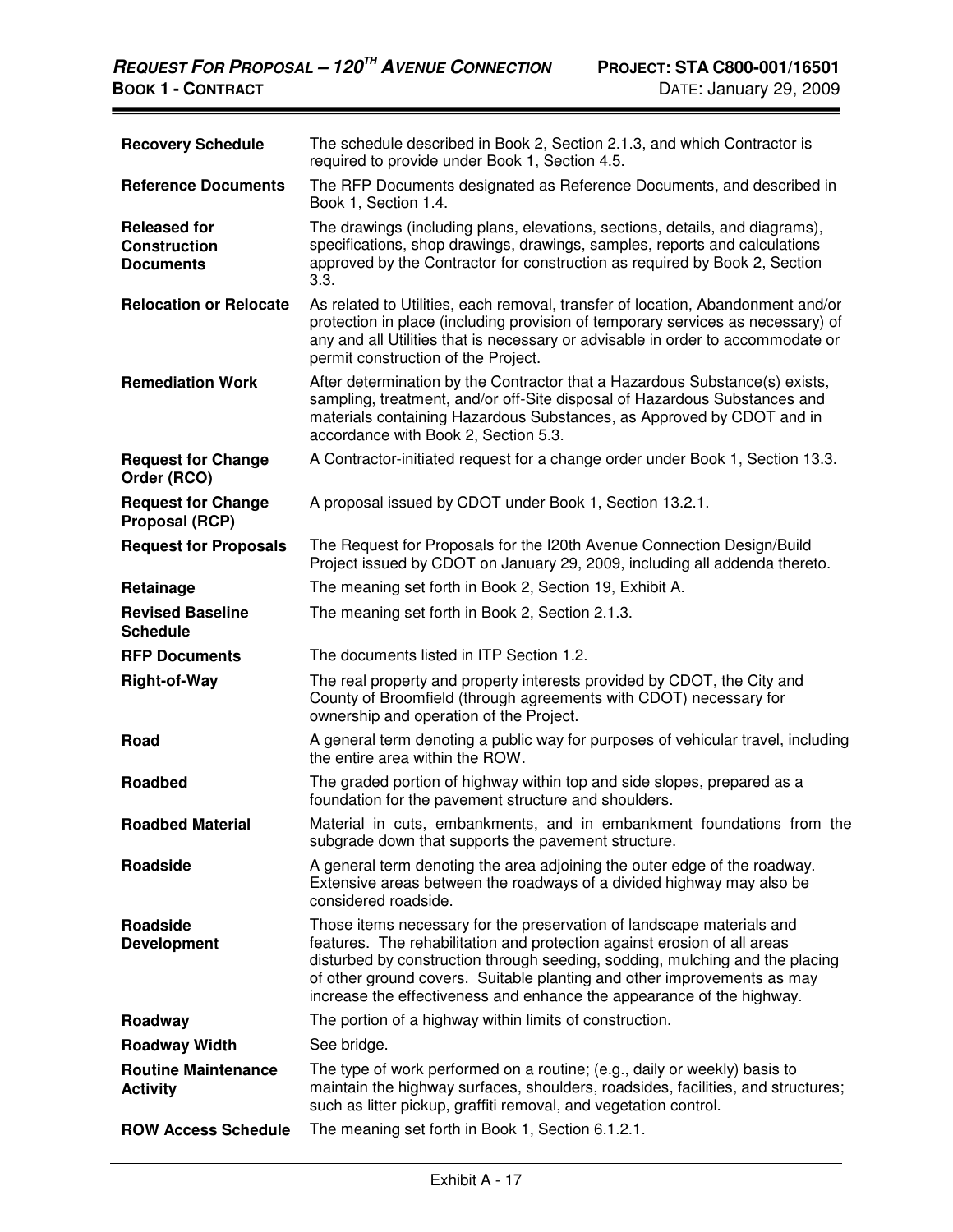| | |
|---|---|
| **Recovery Schedule** | The schedule described in Book 2, Section 2.1.3, and which Contractor is required to provide under Book 1, Section 4.5. |
| **Reference Documents** | The RFP Documents designated as Reference Documents, and described in Book 1, Section 1.4. |
| **Released for Construction Documents** | The drawings (including plans, elevations, sections, details, and diagrams), specifications, shop drawings, drawings, samples, reports and calculations approved by the Contractor for construction as required by Book 2, Section 3.3. |
| **Relocation or Relocate** | As related to Utilities, each removal, transfer of location, Abandonment and/or protection in place (including provision of temporary services as necessary) of any and all Utilities that is necessary or advisable in order to accommodate or permit construction of the Project. |
| **Remediation Work** | After determination by the Contractor that a Hazardous Substance(s) exists, sampling, treatment, and/or off-Site disposal of Hazardous Substances and materials containing Hazardous Substances, as Approved by CDOT and in accordance with Book 2, Section 5.3. |
| **Request for Change Order (RCO)** | A Contractor-initiated request for a change order under Book 1, Section 13.3. |
| **Request for Change Proposal (RCP)** | A proposal issued by CDOT under Book 1, Section 13.2.1. |
| **Request for Proposals** | The Request for Proposals for the I20th Avenue Connection Design/Build Project issued by CDOT on January 29, 2009, including all addenda thereto. |
| **Retainage** | The meaning set forth in Book 2, Section 19, Exhibit A. |
| **Revised Baseline Schedule** | The meaning set forth in Book 2, Section 2.1.3. |
| **RFP Documents** | The documents listed in ITP Section 1.2. |
| **Right-of-Way** | The real property and property interests provided by CDOT, the City and County of Broomfield (through agreements with CDOT) necessary for ownership and operation of the Project. |
| **Road** | A general term denoting a public way for purposes of vehicular travel, including the entire area within the ROW. |
| **Roadbed** | The graded portion of highway within top and side slopes, prepared as a foundation for the pavement structure and shoulders. |
| **Roadbed Material** | Material in cuts, embankments, and in embankment foundations from the subgrade down that supports the pavement structure. |
| **Roadside** | A general term denoting the area adjoining the outer edge of the roadway. Extensive areas between the roadways of a divided highway may also be considered roadside. |
| **Roadside Development** | Those items necessary for the preservation of landscape materials and features. The rehabilitation and protection against erosion of all areas disturbed by construction through seeding, sodding, mulching and the placing of other ground covers. Suitable planting and other improvements as may increase the effectiveness and enhance the appearance of the highway. |
| **Roadway** | The portion of a highway within limits of construction. |
| **Roadway Width** | See bridge. |
| **Routine Maintenance Activity** | The type of work performed on a routine; (e.g., daily or weekly) basis to maintain the highway surfaces, shoulders, roadsides, facilities, and structures; such as litter pickup, graffiti removal, and vegetation control. |
| **ROW Access Schedule** | The meaning set forth in Book 1, Section 6.1.2.1. |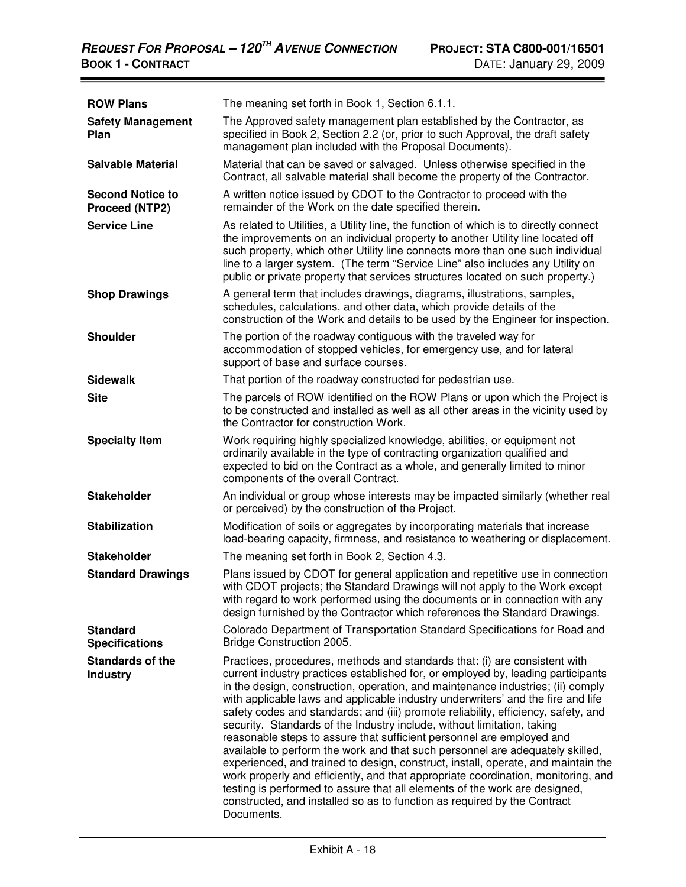| | |
|---|---|
| **ROW Plans** | The meaning set forth in Book 1, Section 6.1.1. |
| **Safety Management Plan** | The Approved safety management plan established by the Contractor, as specified in Book 2, Section 2.2 (or, prior to such Approval, the draft safety management plan included with the Proposal Documents). |
| **Salvable Material** | Material that can be saved or salvaged. Unless otherwise specified in the Contract, all salvable material shall become the property of the Contractor. |
| **Second Notice to Proceed (NTP2)** | A written notice issued by CDOT to the Contractor to proceed with the remainder of the Work on the date specified therein. |
| **Service Line** | As related to Utilities, a Utility line, the function of which is to directly connect the improvements on an individual property to another Utility line located off such property, which other Utility line connects more than one such individual line to a larger system. (The term "Service Line" also includes any Utility on public or private property that services structures located on such property.) |
| **Shop Drawings** | A general term that includes drawings, diagrams, illustrations, samples, schedules, calculations, and other data, which provide details of the construction of the Work and details to be used by the Engineer for inspection. |
| **Shoulder** | The portion of the roadway contiguous with the traveled way for accommodation of stopped vehicles, for emergency use, and for lateral support of base and surface courses. |
| **Sidewalk** | That portion of the roadway constructed for pedestrian use. |
| **Site** | The parcels of ROW identified on the ROW Plans or upon which the Project is to be constructed and installed as well as all other areas in the vicinity used by the Contractor for construction Work. |
| **Specialty Item** | Work requiring highly specialized knowledge, abilities, or equipment not ordinarily available in the type of contracting organization qualified and expected to bid on the Contract as a whole, and generally limited to minor components of the overall Contract. |
| **Stakeholder** | An individual or group whose interests may be impacted similarly (whether real or perceived) by the construction of the Project. |
| **Stabilization** | Modification of soils or aggregates by incorporating materials that increase load-bearing capacity, firmness, and resistance to weathering or displacement. |
| **Stakeholder** | The meaning set forth in Book 2, Section 4.3. |
| **Standard Drawings** | Plans issued by CDOT for general application and repetitive use in connection with CDOT projects; the Standard Drawings will not apply to the Work except with regard to work performed using the documents or in connection with any design furnished by the Contractor which references the Standard Drawings. |
| **Standard Specifications** | Colorado Department of Transportation Standard Specifications for Road and Bridge Construction 2005. |
| **Standards of the Industry** | Practices, procedures, methods and standards that: (i) are consistent with current industry practices established for, or employed by, leading participants in the design, construction, operation, and maintenance industries; (ii) comply with applicable laws and applicable industry underwriters' and the fire and life safety codes and standards; and (iii) promote reliability, efficiency, safety, and security. Standards of the Industry include, without limitation, taking reasonable steps to assure that sufficient personnel are employed and available to perform the work and that such personnel are adequately skilled, experienced, and trained to design, construct, install, operate, and maintain the work properly and efficiently, and that appropriate coordination, monitoring, and testing is performed to assure that all elements of the work are designed, constructed, and installed so as to function as required by the Contract Documents. |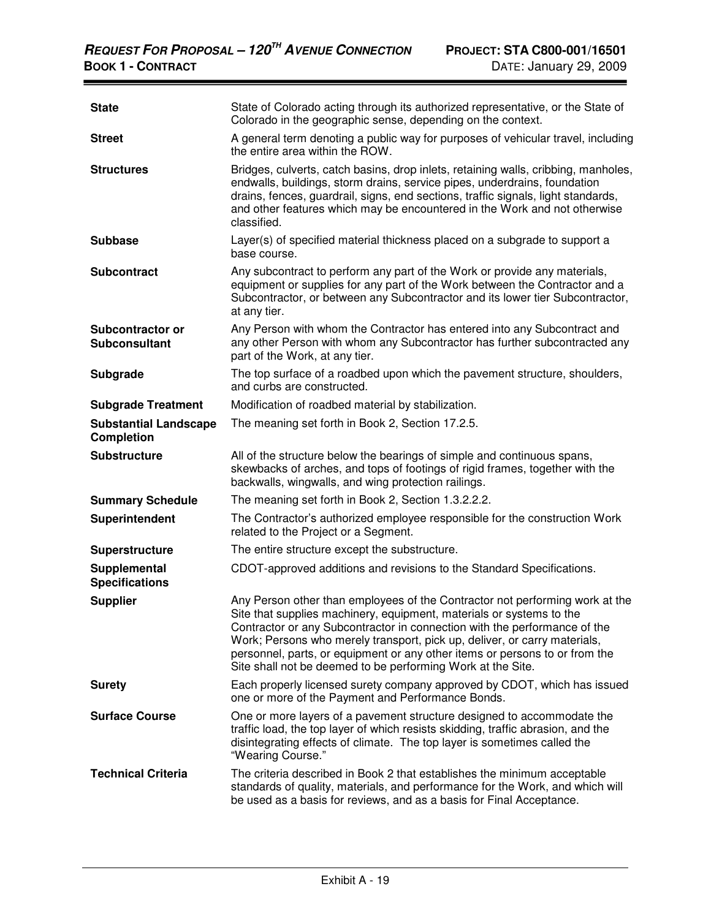| | |
|---|---|
| **State** | State of Colorado acting through its authorized representative, or the State of Colorado in the geographic sense, depending on the context. |
| **Street** | A general term denoting a public way for purposes of vehicular travel, including the entire area within the ROW. |
| **Structures** | Bridges, culverts, catch basins, drop inlets, retaining walls, cribbing, manholes, endwalls, buildings, storm drains, service pipes, underdrains, foundation drains, fences, guardrail, signs, end sections, traffic signals, light standards, and other features which may be encountered in the Work and not otherwise classified. |
| **Subbase** | Layer(s) of specified material thickness placed on a subgrade to support a base course. |
| **Subcontract** | Any subcontract to perform any part of the Work or provide any materials, equipment or supplies for any part of the Work between the Contractor and a Subcontractor, or between any Subcontractor and its lower tier Subcontractor, at any tier. |
| **Subcontractor or Subconsultant** | Any Person with whom the Contractor has entered into any Subcontract and any other Person with whom any Subcontractor has further subcontracted any part of the Work, at any tier. |
| **Subgrade** | The top surface of a roadbed upon which the pavement structure, shoulders, and curbs are constructed. |
| **Subgrade Treatment** | Modification of roadbed material by stabilization. |
| **Substantial Landscape Completion** | The meaning set forth in Book 2, Section 17.2.5. |
| **Substructure** | All of the structure below the bearings of simple and continuous spans, skewbacks of arches, and tops of footings of rigid frames, together with the backwalls, wingwalls, and wing protection railings. |
| **Summary Schedule** | The meaning set forth in Book 2, Section 1.3.2.2.2. |
| **Superintendent** | The Contractor's authorized employee responsible for the construction Work related to the Project or a Segment. |
| **Superstructure** | The entire structure except the substructure. |
| **Supplemental Specifications** | CDOT-approved additions and revisions to the Standard Specifications. |
| **Supplier** | Any Person other than employees of the Contractor not performing work at the Site that supplies machinery, equipment, materials or systems to the Contractor or any Subcontractor in connection with the performance of the Work; Persons who merely transport, pick up, deliver, or carry materials, personnel, parts, or equipment or any other items or persons to or from the Site shall not be deemed to be performing Work at the Site. |
| **Surety** | Each properly licensed surety company approved by CDOT, which has issued one or more of the Payment and Performance Bonds. |
| **Surface Course** | One or more layers of a pavement structure designed to accommodate the traffic load, the top layer of which resists skidding, traffic abrasion, and the disintegrating effects of climate. The top layer is sometimes called the "Wearing Course." |
| **Technical Criteria** | The criteria described in Book 2 that establishes the minimum acceptable standards of quality, materials, and performance for the Work, and which will be used as a basis for reviews, and as a basis for Final Acceptance. |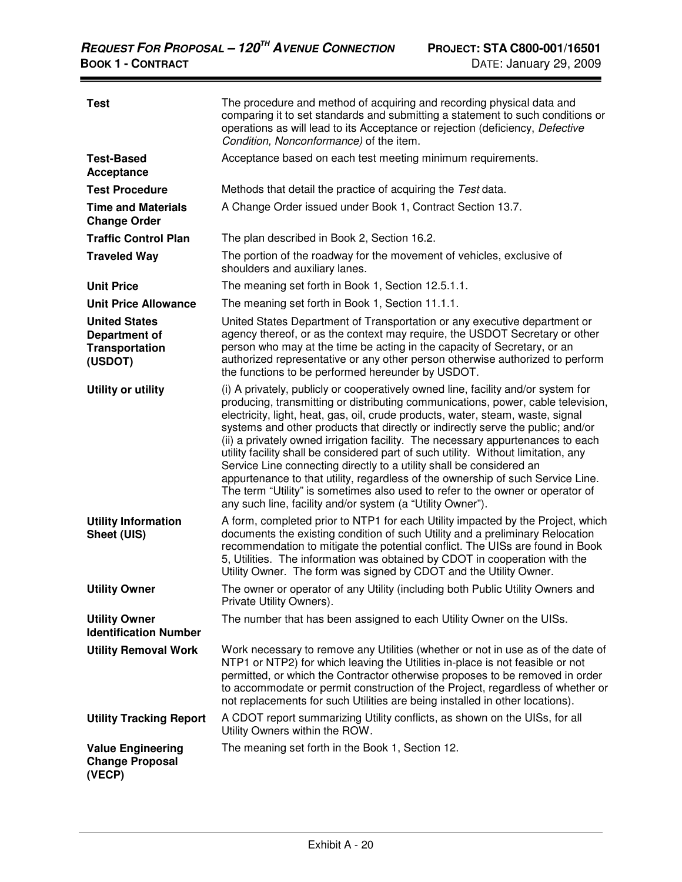| | |
|---|---|
| **Test** | The procedure and method of acquiring and recording physical data and comparing it to set standards and submitting a statement to such conditions or operations as will lead to its Acceptance or rejection (deficiency, *Defective Condition, Nonconformance)* of the item. |
| **Test-Based Acceptance** | Acceptance based on each test meeting minimum requirements. |
| **Test Procedure** | Methods that detail the practice of acquiring the *Test* data. |
| **Time and Materials Change Order** | A Change Order issued under Book 1, Contract Section 13.7. |
| **Traffic Control Plan** | The plan described in Book 2, Section 16.2. |
| **Traveled Way** | The portion of the roadway for the movement of vehicles, exclusive of shoulders and auxiliary lanes. |
| **Unit Price** | The meaning set forth in Book 1, Section 12.5.1.1. |
| **Unit Price Allowance** | The meaning set forth in Book 1, Section 11.1.1. |
| **United States Department of Transportation (USDOT)** | United States Department of Transportation or any executive department or agency thereof, or as the context may require, the USDOT Secretary or other person who may at the time be acting in the capacity of Secretary, or an authorized representative or any other person otherwise authorized to perform the functions to be performed hereunder by USDOT. |
| **Utility or utility** | (i) A privately, publicly or cooperatively owned line, facility and/or system for producing, transmitting or distributing communications, power, cable television, electricity, light, heat, gas, oil, crude products, water, steam, waste, signal systems and other products that directly or indirectly serve the public; and/or (ii) a privately owned irrigation facility. The necessary appurtenances to each utility facility shall be considered part of such utility. Without limitation, any Service Line connecting directly to a utility shall be considered an appurtenance to that utility, regardless of the ownership of such Service Line. The term "Utility" is sometimes also used to refer to the owner or operator of any such line, facility and/or system (a "Utility Owner"). |
| **Utility Information Sheet (UIS)** | A form, completed prior to NTP1 for each Utility impacted by the Project, which documents the existing condition of such Utility and a preliminary Relocation recommendation to mitigate the potential conflict. The UISs are found in Book 5, Utilities. The information was obtained by CDOT in cooperation with the Utility Owner. The form was signed by CDOT and the Utility Owner. |
| **Utility Owner** | The owner or operator of any Utility (including both Public Utility Owners and Private Utility Owners). |
| **Utility Owner Identification Number** | The number that has been assigned to each Utility Owner on the UISs. |
| **Utility Removal Work** | Work necessary to remove any Utilities (whether or not in use as of the date of NTP1 or NTP2) for which leaving the Utilities in-place is not feasible or not permitted, or which the Contractor otherwise proposes to be removed in order to accommodate or permit construction of the Project, regardless of whether or not replacements for such Utilities are being installed in other locations). |
| **Utility Tracking Report** | A CDOT report summarizing Utility conflicts, as shown on the UISs, for all Utility Owners within the ROW. |
| **Value Engineering Change Proposal (VECP)** | The meaning set forth in the Book 1, Section 12. |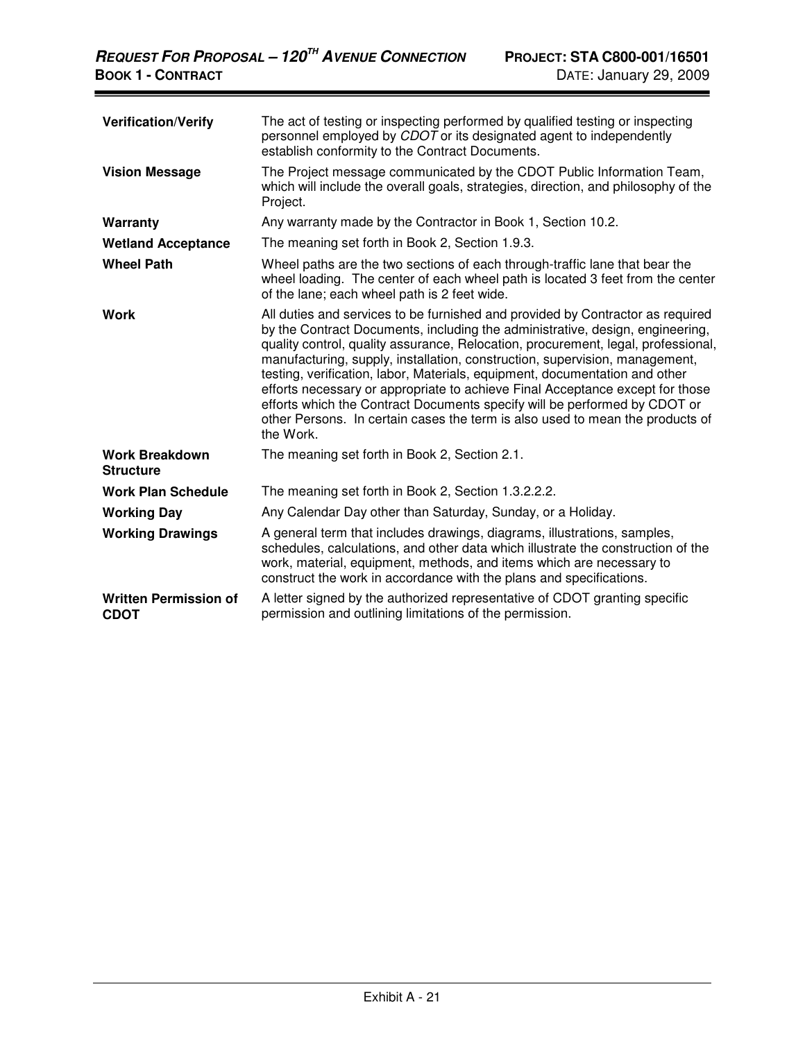| | |
|---|---|
| **Verification/Verify** | The act of testing or inspecting performed by qualified testing or inspecting personnel employed by *CDOT* or its designated agent to independently establish conformity to the Contract Documents. |
| **Vision Message** | The Project message communicated by the CDOT Public Information Team, which will include the overall goals, strategies, direction, and philosophy of the Project. |
| **Warranty** | Any warranty made by the Contractor in Book 1, Section 10.2. |
| **Wetland Acceptance** | The meaning set forth in Book 2, Section 1.9.3. |
| **Wheel Path** | Wheel paths are the two sections of each through-traffic lane that bear the wheel loading. The center of each wheel path is located 3 feet from the center of the lane; each wheel path is 2 feet wide. |
| **Work** | All duties and services to be furnished and provided by Contractor as required by the Contract Documents, including the administrative, design, engineering, quality control, quality assurance, Relocation, procurement, legal, professional, manufacturing, supply, installation, construction, supervision, management, testing, verification, labor, Materials, equipment, documentation and other efforts necessary or appropriate to achieve Final Acceptance except for those efforts which the Contract Documents specify will be performed by CDOT or other Persons. In certain cases the term is also used to mean the products of the Work. |
| **Work Breakdown Structure** | The meaning set forth in Book 2, Section 2.1. |
| **Work Plan Schedule** | The meaning set forth in Book 2, Section 1.3.2.2.2. |
| **Working Day** | Any Calendar Day other than Saturday, Sunday, or a Holiday. |
| **Working Drawings** | A general term that includes drawings, diagrams, illustrations, samples, schedules, calculations, and other data which illustrate the construction of the work, material, equipment, methods, and items which are necessary to construct the work in accordance with the plans and specifications. |
| **Written Permission of CDOT** | A letter signed by the authorized representative of CDOT granting specific permission and outlining limitations of the permission. |